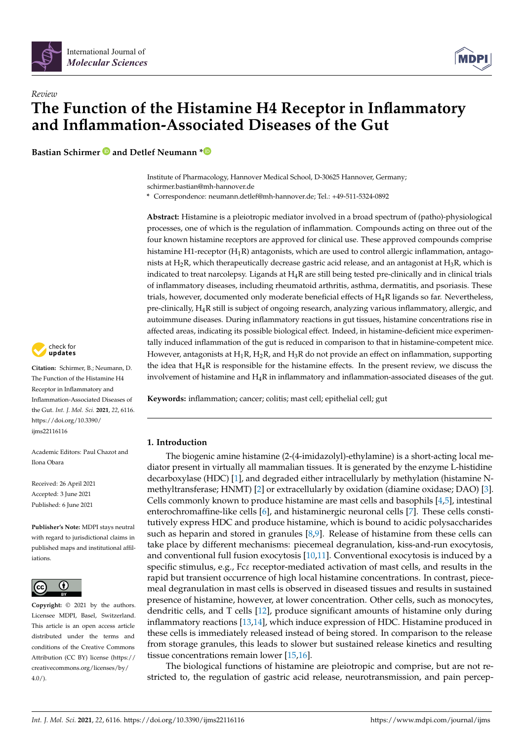*Review*

# The Function of the Histamine H4 Receptor in Inflammatory and Inflammation-Associated Diseases of the Gut

**Bastian Schirmer and Detlef Neumann ***

Institute of Pharmacology, Hannover Medical School, D-30625 Hannover, Germany; schirmer.bastian@mh-hannover.de

* Correspondence: neumann.detlef@mh-hannover.de; Tel.: +49-511-5324-0892

**Abstract:** Histamine is a pleiotropic mediator involved in a broad spectrum of (patho)-physiological processes, one of which is the regulation of inflammation. Compounds acting on three out of the four known histamine receptors are approved for clinical use. These approved compounds comprise histamine H1-receptor ($H_1R$) antagonists, which are used to control allergic inflammation, antagonists at $H_2R$, which therapeutically decrease gastric acid release, and an antagonist at $H_3R$, which is indicated to treat narcolepsy. Ligands at $H_4R$ are still being tested pre-clinically and in clinical trials of inflammatory diseases, including rheumatoid arthritis, asthma, dermatitis, and psoriasis. These trials, however, documented only moderate beneficial effects of $H_4R$ ligands so far. Nevertheless, pre-clinically, $H_4R$ still is subject of ongoing research, analyzing various inflammatory, allergic, and autoimmune diseases. During inflammatory reactions in gut tissues, histamine concentrations rise in affected areas, indicating its possible biological effect. Indeed, in histamine-deficient mice experimentally induced inflammation of the gut is reduced in comparison to that in histamine-competent mice. However, antagonists at $H_1R$, $H_2R$, and $H_3R$ do not provide an effect on inflammation, supporting the idea that $H_4R$ is responsible for the histamine effects. In the present review, we discuss the involvement of histamine and $H_4R$ in inflammatory and inflammation-associated diseases of the gut.

**Keywords:** inflammation; cancer; colitis; mast cell; epithelial cell; gut

**Citation:** Schirmer, B.; Neumann, D. The Function of the Histamine H4 Receptor in Inflammatory and Inflammation-Associated Diseases of the Gut. *Int. J. Mol. Sci.* **2021**, *22*, 6116. https://doi.org/10.3390/ijms22116116

Academic Editors: Paul Chazot and Ilona Obara

Received: 26 April 2021
Accepted: 3 June 2021
Published: 6 June 2021

**Publisher's Note:** MDPI stays neutral with regard to jurisdictional claims in published maps and institutional affiliations.

**Copyright:** © 2021 by the authors. Licensee MDPI, Basel, Switzerland. This article is an open access article distributed under the terms and conditions of the Creative Commons Attribution (CC BY) license (https://creativecommons.org/licenses/by/4.0/).

## 1. Introduction

The biogenic amine histamine (2-(4-imidazolyl)-ethylamine) is a short-acting local mediator present in virtually all mammalian tissues. It is generated by the enzyme L-histidine decarboxylase (HDC) [1], and degraded either intracellularly by methylation (histamine N-methyltransferase; HNMT) [2] or extracellularly by oxidation (diamine oxidase; DAO) [3]. Cells commonly known to produce histamine are mast cells and basophils [4,5], intestinal enterochromaffine-like cells [6], and histaminergic neuronal cells [7]. These cells constitutively express HDC and produce histamine, which is bound to acidic polysaccharides such as heparin and stored in granules [8,9]. Release of histamine from these cells can take place by different mechanisms: piecemeal degranulation, kiss-and-run exocytosis, and conventional full fusion exocytosis [10,11]. Conventional exocytosis is induced by a specific stimulus, e.g., Fcε receptor-mediated activation of mast cells, and results in the rapid but transient occurrence of high local histamine concentrations. In contrast, piecemeal degranulation in mast cells is observed in diseased tissues and results in sustained presence of histamine, however, at lower concentration. Other cells, such as monocytes, dendritic cells, and T cells [12], produce significant amounts of histamine only during inflammatory reactions [13,14], which induce expression of HDC. Histamine produced in these cells is immediately released instead of being stored. In comparison to the release from storage granules, this leads to slower but sustained release kinetics and resulting tissue concentrations remain lower [15,16].

The biological functions of histamine are pleiotropic and comprise, but are not restricted to, the regulation of gastric acid release, neurotransmission, and pain percep-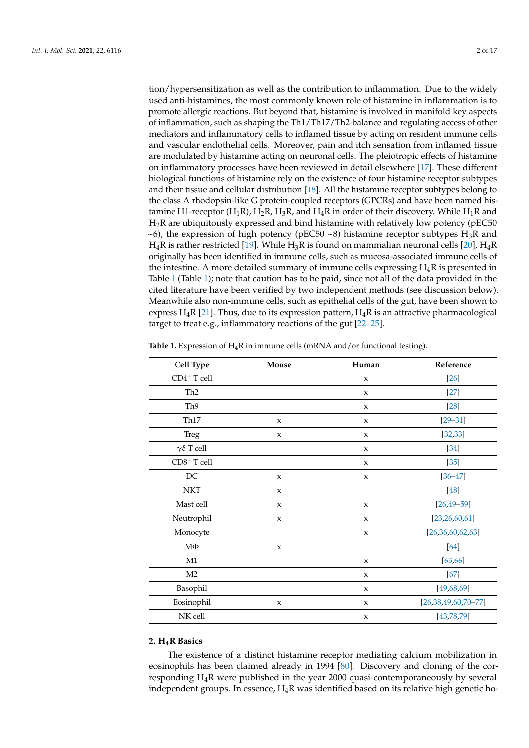tion/hypersensitization as well as the contribution to inflammation. Due to the widely used anti-histamines, the most commonly known role of histamine in inflammation is to promote allergic reactions. But beyond that, histamine is involved in manifold key aspects of inflammation, such as shaping the Th1/Th17/Th2-balance and regulating access of other mediators and inflammatory cells to inflamed tissue by acting on resident immune cells and vascular endothelial cells. Moreover, pain and itch sensation from inflamed tissue are modulated by histamine acting on neuronal cells. The pleiotropic effects of histamine on inflammatory processes have been reviewed in detail elsewhere [17]. These different biological functions of histamine rely on the existence of four histamine receptor subtypes and their tissue and cellular distribution [18]. All the histamine receptor subtypes belong to the class A rhodopsin-like G protein-coupled receptors (GPCRs) and have been named histamine H1-receptor ($H_1R$), $H_2R$, $H_3R$, and $H_4R$ in order of their discovery. While $H_1R$ and $H_2R$ are ubiquitously expressed and bind histamine with relatively low potency (pEC50 ~6), the expression of high potency (pEC50 ~8) histamine receptor subtypes $H_3R$ and $H_4R$ is rather restricted [19]. While $H_3R$ is found on mammalian neuronal cells [20], $H_4R$ originally has been identified in immune cells, such as mucosa-associated immune cells of the intestine. A more detailed summary of immune cells expressing $H_4R$ is presented in Table 1 (Table 1); note that caution has to be paid, since not all of the data provided in the cited literature have been verified by two independent methods (see discussion below). Meanwhile also non-immune cells, such as epithelial cells of the gut, have been shown to express $H_4R$ [21]. Thus, due to its expression pattern, $H_4R$ is an attractive pharmacological target to treat e.g., inflammatory reactions of the gut [22–25].

**Table 1.** Expression of $H_4R$ in immune cells (mRNA and/or functional testing).

| Cell Type | Mouse | Human | Reference |
|---|---|---|---|
| $CD4^+$ T cell | | x | [26] |
| Th2 | | x | [27] |
| Th9 | | x | [28] |
| Th17 | x | x | [29–31] |
| Treg | x | x | [32,33] |
| γδ T cell | | x | [34] |
| $CD8^+$ T cell | | x | [35] |
| DC | x | x | [36–47] |
| NKT | x | | [48] |
| Mast cell | x | x | [26,49–59] |
| Neutrophil | x | x | [23,26,60,61] |
| Monocyte | | x | [26,36,60,62,63] |
| MΦ | x | | [64] |
| M1 | | x | [65,66] |
| M2 | | x | [67] |
| Basophil | | x | [49,68,69] |
| Eosinophil | x | x | [26,38,49,60,70–77] |
| NK cell | | x | [43,78,79] |

## 2. $H_4R$ Basics

The existence of a distinct histamine receptor mediating calcium mobilization in eosinophils has been claimed already in 1994 [80]. Discovery and cloning of the corresponding $H_4R$ were published in the year 2000 quasi-contemporaneously by several independent groups. In essence, $H_4R$ was identified based on its relative high genetic ho-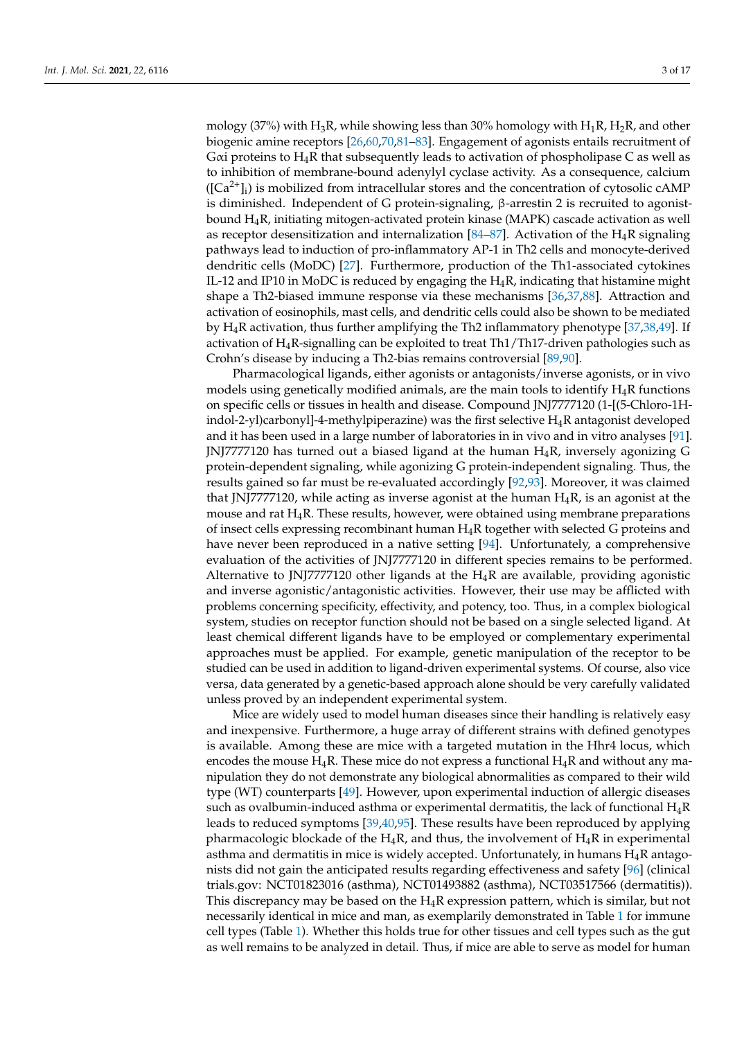mology (37%) with $H_3R$, while showing less than 30% homology with $H_1R$, $H_2R$, and other biogenic amine receptors [26,60,70,81–83]. Engagement of agonists entails recruitment of $G\alpha i$ proteins to $H_4R$ that subsequently leads to activation of phospholipase C as well as to inhibition of membrane-bound adenylyl cyclase activity. As a consequence, calcium ($[Ca^{2+}]_i$) is mobilized from intracellular stores and the concentration of cytosolic cAMP is diminished. Independent of G protein-signaling, β-arrestin 2 is recruited to agonist-bound $H_4R$, initiating mitogen-activated protein kinase (MAPK) cascade activation as well as receptor desensitization and internalization [84–87]. Activation of the $H_4R$ signaling pathways lead to induction of pro-inflammatory AP-1 in Th2 cells and monocyte-derived dendritic cells (MoDC) [27]. Furthermore, production of the Th1-associated cytokines IL-12 and IP10 in MoDC is reduced by engaging the $H_4R$, indicating that histamine might shape a Th2-biased immune response via these mechanisms [36,37,88]. Attraction and activation of eosinophils, mast cells, and dendritic cells could also be shown to be mediated by $H_4R$ activation, thus further amplifying the Th2 inflammatory phenotype [37,38,49]. If activation of $H_4R$-signalling can be exploited to treat Th1/Th17-driven pathologies such as Crohn's disease by inducing a Th2-bias remains controversial [89,90].

Pharmacological ligands, either agonists or antagonists/inverse agonists, or in vivo models using genetically modified animals, are the main tools to identify $H_4R$ functions on specific cells or tissues in health and disease. Compound JNJ7777120 (1-[(5-Chloro-1H-indol-2-yl)carbonyl]-4-methylpiperazine) was the first selective $H_4R$ antagonist developed and it has been used in a large number of laboratories in in vivo and in vitro analyses [91]. JNJ7777120 has turned out a biased ligand at the human $H_4R$, inversely agonizing G protein-dependent signaling, while agonizing G protein-independent signaling. Thus, the results gained so far must be re-evaluated accordingly [92,93]. Moreover, it was claimed that JNJ7777120, while acting as inverse agonist at the human $H_4R$, is an agonist at the mouse and rat $H_4R$. These results, however, were obtained using membrane preparations of insect cells expressing recombinant human $H_4R$ together with selected G proteins and have never been reproduced in a native setting [94]. Unfortunately, a comprehensive evaluation of the activities of JNJ7777120 in different species remains to be performed. Alternative to JNJ7777120 other ligands at the $H_4R$ are available, providing agonistic and inverse agonistic/antagonistic activities. However, their use may be afflicted with problems concerning specificity, effectivity, and potency, too. Thus, in a complex biological system, studies on receptor function should not be based on a single selected ligand. At least chemical different ligands have to be employed or complementary experimental approaches must be applied. For example, genetic manipulation of the receptor to be studied can be used in addition to ligand-driven experimental systems. Of course, also vice versa, data generated by a genetic-based approach alone should be very carefully validated unless proved by an independent experimental system.

Mice are widely used to model human diseases since their handling is relatively easy and inexpensive. Furthermore, a huge array of different strains with defined genotypes is available. Among these are mice with a targeted mutation in the Hhr4 locus, which encodes the mouse $H_4R$. These mice do not express a functional $H_4R$ and without any manipulation they do not demonstrate any biological abnormalities as compared to their wild type (WT) counterparts [49]. However, upon experimental induction of allergic diseases such as ovalbumin-induced asthma or experimental dermatitis, the lack of functional $H_4R$ leads to reduced symptoms [39,40,95]. These results have been reproduced by applying pharmacologic blockade of the $H_4R$, and thus, the involvement of $H_4R$ in experimental asthma and dermatitis in mice is widely accepted. Unfortunately, in humans $H_4R$ antagonists did not gain the anticipated results regarding effectiveness and safety [96] (clinical trials.gov: NCT01823016 (asthma), NCT01493882 (asthma), NCT03517566 (dermatitis)). This discrepancy may be based on the $H_4R$ expression pattern, which is similar, but not necessarily identical in mice and man, as exemplarily demonstrated in Table 1 for immune cell types (Table 1). Whether this holds true for other tissues and cell types such as the gut as well remains to be analyzed in detail. Thus, if mice are able to serve as model for human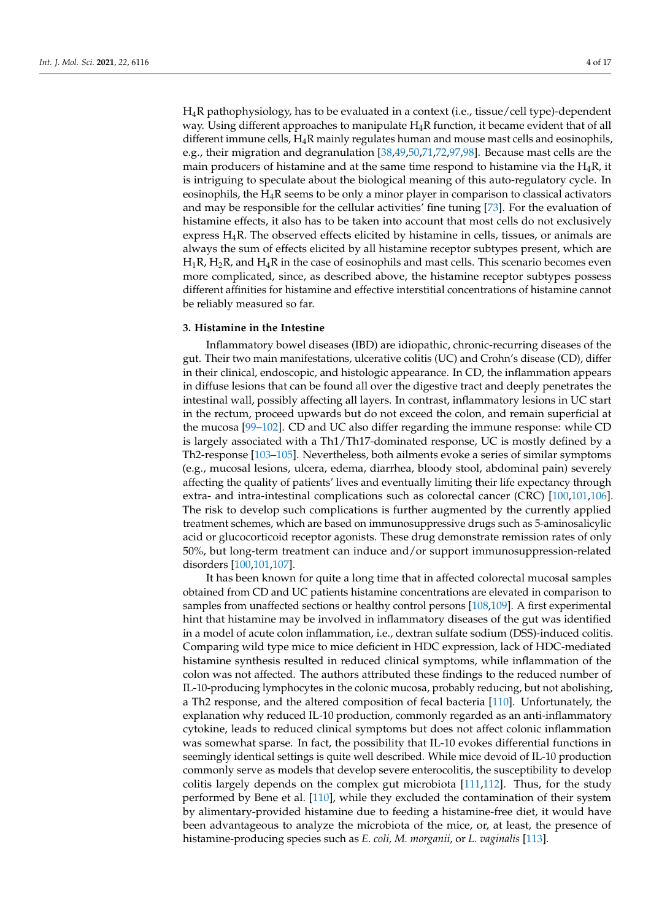$H_4R$ pathophysiology, has to be evaluated in a context (i.e., tissue/cell type)-dependent way. Using different approaches to manipulate $H_4R$ function, it became evident that of all different immune cells, $H_4R$ mainly regulates human and mouse mast cells and eosinophils, e.g., their migration and degranulation [38,49,50,71,72,97,98]. Because mast cells are the main producers of histamine and at the same time respond to histamine via the $H_4R$, it is intriguing to speculate about the biological meaning of this auto-regulatory cycle. In eosinophils, the $H_4R$ seems to be only a minor player in comparison to classical activators and may be responsible for the cellular activities' fine tuning [73]. For the evaluation of histamine effects, it also has to be taken into account that most cells do not exclusively express $H_4R$. The observed effects elicited by histamine in cells, tissues, or animals are always the sum of effects elicited by all histamine receptor subtypes present, which are $H_1R$, $H_2R$, and $H_4R$ in the case of eosinophils and mast cells. This scenario becomes even more complicated, since, as described above, the histamine receptor subtypes possess different affinities for histamine and effective interstitial concentrations of histamine cannot be reliably measured so far.

## 3. Histamine in the Intestine

Inflammatory bowel diseases (IBD) are idiopathic, chronic-recurring diseases of the gut. Their two main manifestations, ulcerative colitis (UC) and Crohn's disease (CD), differ in their clinical, endoscopic, and histologic appearance. In CD, the inflammation appears in diffuse lesions that can be found all over the digestive tract and deeply penetrates the intestinal wall, possibly affecting all layers. In contrast, inflammatory lesions in UC start in the rectum, proceed upwards but do not exceed the colon, and remain superficial at the mucosa [99–102]. CD and UC also differ regarding the immune response: while CD is largely associated with a Th1/Th17-dominated response, UC is mostly defined by a Th2-response [103–105]. Nevertheless, both ailments evoke a series of similar symptoms (e.g., mucosal lesions, ulcera, edema, diarrhea, bloody stool, abdominal pain) severely affecting the quality of patients' lives and eventually limiting their life expectancy through extra- and intra-intestinal complications such as colorectal cancer (CRC) [100,101,106]. The risk to develop such complications is further augmented by the currently applied treatment schemes, which are based on immunosuppressive drugs such as 5-aminosalicylic acid or glucocorticoid receptor agonists. These drug demonstrate remission rates of only 50%, but long-term treatment can induce and/or support immunosuppression-related disorders [100,101,107].

It has been known for quite a long time that in affected colorectal mucosal samples obtained from CD and UC patients histamine concentrations are elevated in comparison to samples from unaffected sections or healthy control persons [108,109]. A first experimental hint that histamine may be involved in inflammatory diseases of the gut was identified in a model of acute colon inflammation, i.e., dextran sulfate sodium (DSS)-induced colitis. Comparing wild type mice to mice deficient in HDC expression, lack of HDC-mediated histamine synthesis resulted in reduced clinical symptoms, while inflammation of the colon was not affected. The authors attributed these findings to the reduced number of IL-10-producing lymphocytes in the colonic mucosa, probably reducing, but not abolishing, a Th2 response, and the altered composition of fecal bacteria [110]. Unfortunately, the explanation why reduced IL-10 production, commonly regarded as an anti-inflammatory cytokine, leads to reduced clinical symptoms but does not affect colonic inflammation was somewhat sparse. In fact, the possibility that IL-10 evokes differential functions in seemingly identical settings is quite well described. While mice devoid of IL-10 production commonly serve as models that develop severe enterocolitis, the susceptibility to develop colitis largely depends on the complex gut microbiota [111,112]. Thus, for the study performed by Bene et al. [110], while they excluded the contamination of their system by alimentary-provided histamine due to feeding a histamine-free diet, it would have been advantageous to analyze the microbiota of the mice, or, at least, the presence of histamine-producing species such as *E. coli, M. morganii*, or *L. vaginalis* [113].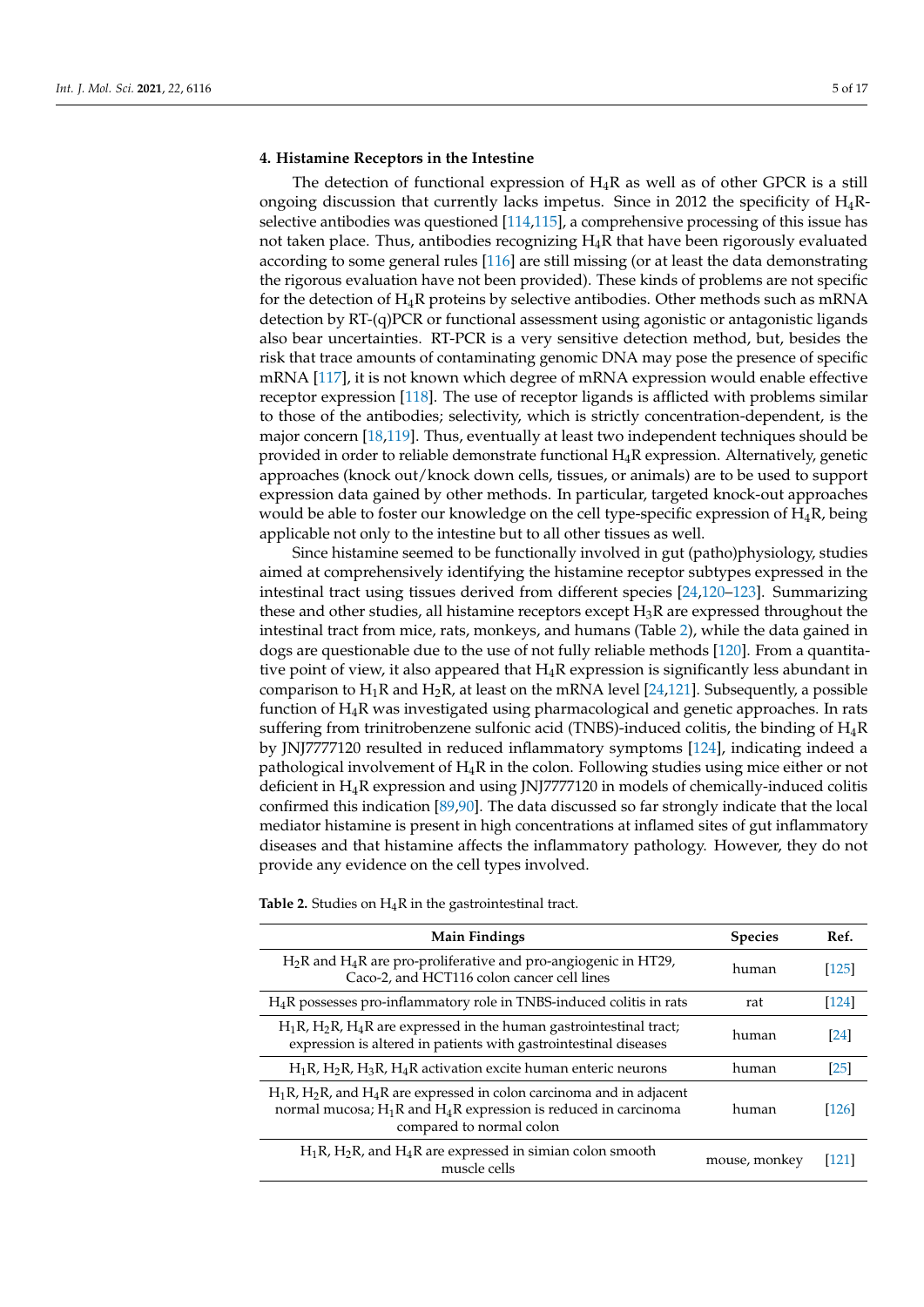## 4. Histamine Receptors in the Intestine

The detection of functional expression of $H_4R$ as well as of other GPCR is a still ongoing discussion that currently lacks impetus. Since in 2012 the specificity of $H_4R$-selective antibodies was questioned [114,115], a comprehensive processing of this issue has not taken place. Thus, antibodies recognizing $H_4R$ that have been rigorously evaluated according to some general rules [116] are still missing (or at least the data demonstrating the rigorous evaluation have not been provided). These kinds of problems are not specific for the detection of $H_4R$ proteins by selective antibodies. Other methods such as mRNA detection by RT-(q)PCR or functional assessment using agonistic or antagonistic ligands also bear uncertainties. RT-PCR is a very sensitive detection method, but, besides the risk that trace amounts of contaminating genomic DNA may pose the presence of specific mRNA [117], it is not known which degree of mRNA expression would enable effective receptor expression [118]. The use of receptor ligands is afflicted with problems similar to those of the antibodies; selectivity, which is strictly concentration-dependent, is the major concern [18,119]. Thus, eventually at least two independent techniques should be provided in order to reliable demonstrate functional $H_4R$ expression. Alternatively, genetic approaches (knock out/knock down cells, tissues, or animals) are to be used to support expression data gained by other methods. In particular, targeted knock-out approaches would be able to foster our knowledge on the cell type-specific expression of $H_4R$, being applicable not only to the intestine but to all other tissues as well.

Since histamine seemed to be functionally involved in gut (patho)physiology, studies aimed at comprehensively identifying the histamine receptor subtypes expressed in the intestinal tract using tissues derived from different species [24,120–123]. Summarizing these and other studies, all histamine receptors except $H_3R$ are expressed throughout the intestinal tract from mice, rats, monkeys, and humans (Table 2), while the data gained in dogs are questionable due to the use of not fully reliable methods [120]. From a quantitative point of view, it also appeared that $H_4R$ expression is significantly less abundant in comparison to $H_1R$ and $H_2R$, at least on the mRNA level [24,121]. Subsequently, a possible function of $H_4R$ was investigated using pharmacological and genetic approaches. In rats suffering from trinitrobenzene sulfonic acid (TNBS)-induced colitis, the binding of $H_4R$ by JNJ7777120 resulted in reduced inflammatory symptoms [124], indicating indeed a pathological involvement of $H_4R$ in the colon. Following studies using mice either or not deficient in $H_4R$ expression and using JNJ7777120 in models of chemically-induced colitis confirmed this indication [89,90]. The data discussed so far strongly indicate that the local mediator histamine is present in high concentrations at inflamed sites of gut inflammatory diseases and that histamine affects the inflammatory pathology. However, they do not provide any evidence on the cell types involved.

**Table 2.** Studies on $H_4R$ in the gastrointestinal tract.

| Main Findings | Species | Ref. |
|---|---|---|
| $H_2R$ and $H_4R$ are pro-proliferative and pro-angiogenic in HT29, Caco-2, and HCT116 colon cancer cell lines | human | [125] |
| $H_4R$ possesses pro-inflammatory role in TNBS-induced colitis in rats | rat | [124] |
| $H_1R$, $H_2R$, $H_4R$ are expressed in the human gastrointestinal tract; expression is altered in patients with gastrointestinal diseases | human | [24] |
| $H_1R$, $H_2R$, $H_3R$, $H_4R$ activation excite human enteric neurons | human | [25] |
| $H_1R$, $H_2R$, and $H_4R$ are expressed in colon carcinoma and in adjacent normal mucosa; $H_1R$ and $H_4R$ expression is reduced in carcinoma compared to normal colon | human | [126] |
| $H_1R$, $H_2R$, and $H_4R$ are expressed in simian colon smooth muscle cells | mouse, monkey | [121] |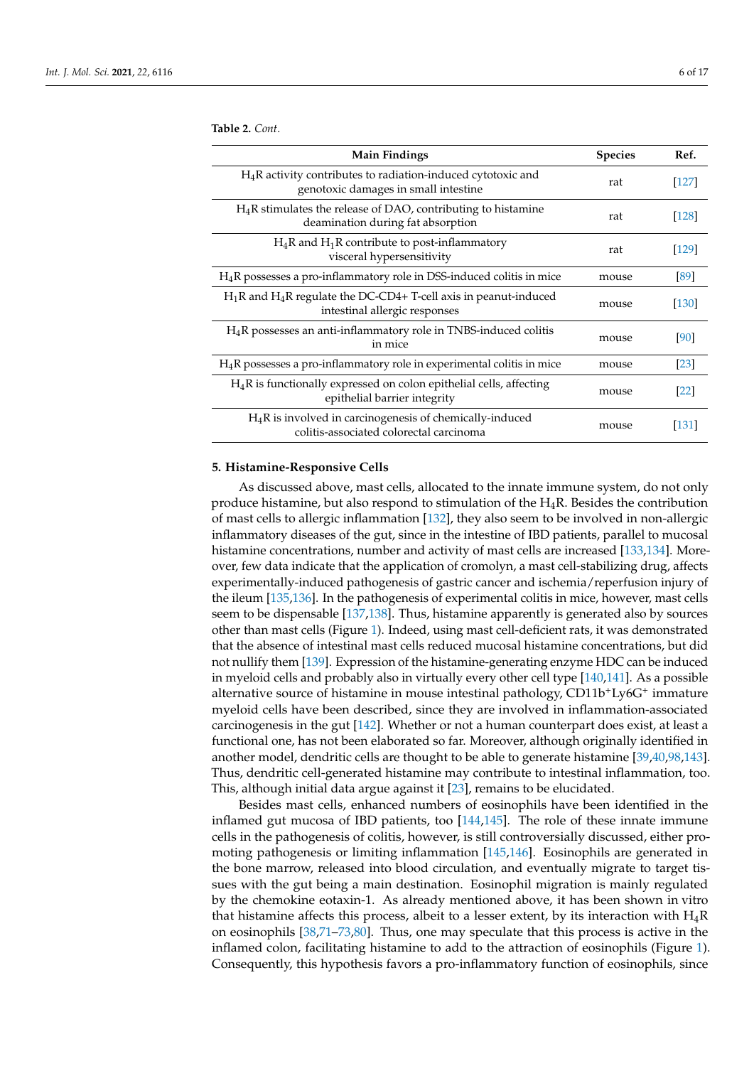**Table 2.** *Cont*.

| Main Findings | Species | Ref. |
|---|---|---|
| $H_4R$ activity contributes to radiation-induced cytotoxic and genotoxic damages in small intestine | rat | [127] |
| $H_4R$ stimulates the release of DAO, contributing to histamine deamination during fat absorption | rat | [128] |
| $H_4R$ and $H_1R$ contribute to post-inflammatory visceral hypersensitivity | rat | [129] |
| $H_4R$ possesses a pro-inflammatory role in DSS-induced colitis in mice | mouse | [89] |
| $H_1R$ and $H_4R$ regulate the DC-CD4+ T-cell axis in peanut-induced intestinal allergic responses | mouse | [130] |
| $H_4R$ possesses an anti-inflammatory role in TNBS-induced colitis in mice | mouse | [90] |
| $H_4R$ possesses a pro-inflammatory role in experimental colitis in mice | mouse | [23] |
| $H_4R$ is functionally expressed on colon epithelial cells, affecting epithelial barrier integrity | mouse | [22] |
| $H_4R$ is involved in carcinogenesis of chemically-induced colitis-associated colorectal carcinoma | mouse | [131] |

## 5. Histamine-Responsive Cells

As discussed above, mast cells, allocated to the innate immune system, do not only produce histamine, but also respond to stimulation of the $H_4R$. Besides the contribution of mast cells to allergic inflammation [132], they also seem to be involved in non-allergic inflammatory diseases of the gut, since in the intestine of IBD patients, parallel to mucosal histamine concentrations, number and activity of mast cells are increased [133,134]. Moreover, few data indicate that the application of cromolyn, a mast cell-stabilizing drug, affects experimentally-induced pathogenesis of gastric cancer and ischemia/reperfusion injury of the ileum [135,136]. In the pathogenesis of experimental colitis in mice, however, mast cells seem to be dispensable [137,138]. Thus, histamine apparently is generated also by sources other than mast cells (Figure 1). Indeed, using mast cell-deficient rats, it was demonstrated that the absence of intestinal mast cells reduced mucosal histamine concentrations, but did not nullify them [139]. Expression of the histamine-generating enzyme HDC can be induced in myeloid cells and probably also in virtually every other cell type [140,141]. As a possible alternative source of histamine in mouse intestinal pathology, CD11b$^+$Ly6G$^+$ immature myeloid cells have been described, since they are involved in inflammation-associated carcinogenesis in the gut [142]. Whether or not a human counterpart does exist, at least a functional one, has not been elaborated so far. Moreover, although originally identified in another model, dendritic cells are thought to be able to generate histamine [39,40,98,143]. Thus, dendritic cell-generated histamine may contribute to intestinal inflammation, too. This, although initial data argue against it [23], remains to be elucidated.

Besides mast cells, enhanced numbers of eosinophils have been identified in the inflamed gut mucosa of IBD patients, too [144,145]. The role of these innate immune cells in the pathogenesis of colitis, however, is still controversially discussed, either promoting pathogenesis or limiting inflammation [145,146]. Eosinophils are generated in the bone marrow, released into blood circulation, and eventually migrate to target tissues with the gut being a main destination. Eosinophil migration is mainly regulated by the chemokine eotaxin-1. As already mentioned above, it has been shown in vitro that histamine affects this process, albeit to a lesser extent, by its interaction with $H_4R$ on eosinophils [38,71–73,80]. Thus, one may speculate that this process is active in the inflamed colon, facilitating histamine to add to the attraction of eosinophils (Figure 1). Consequently, this hypothesis favors a pro-inflammatory function of eosinophils, since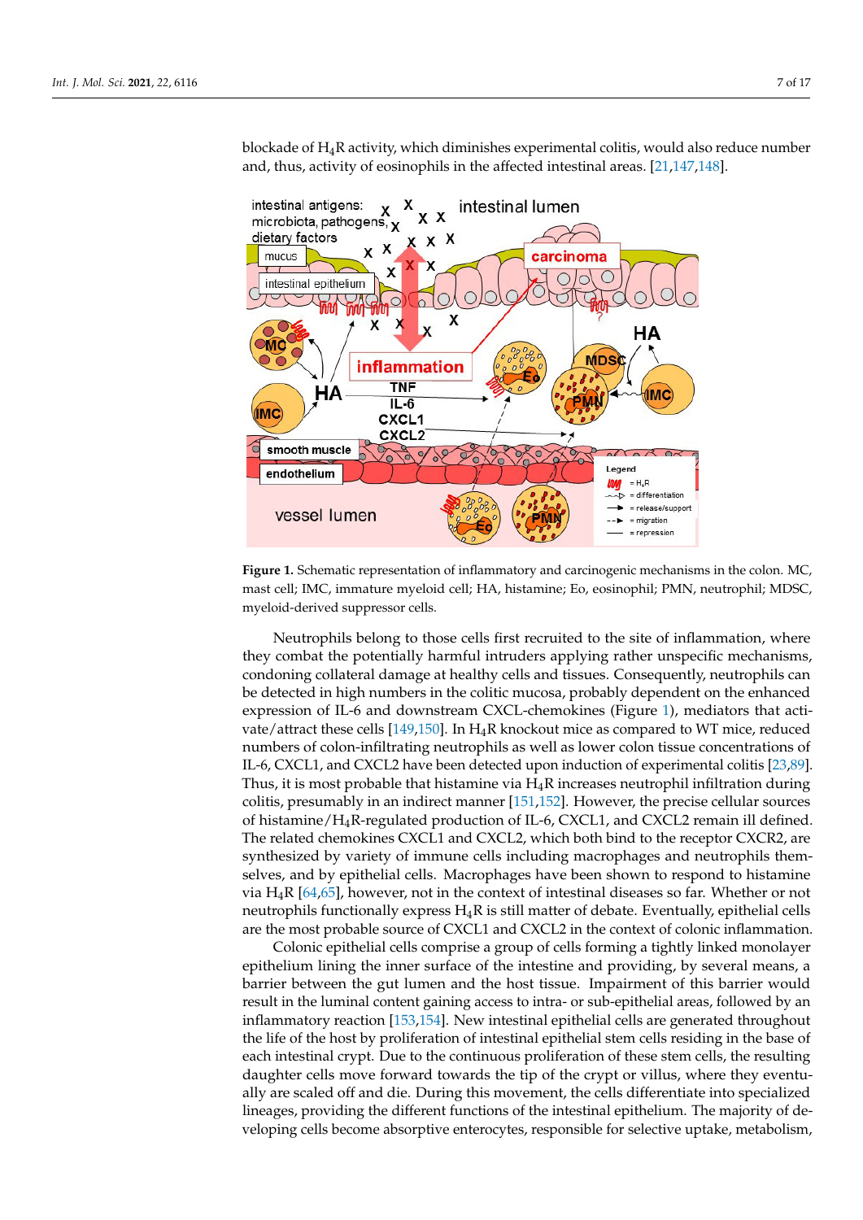blockade of $H_4R$ activity, which diminishes experimental colitis, would also reduce number and, thus, activity of eosinophils in the affected intestinal areas. [21,147,148].

**Figure 1.** Schematic representation of inflammatory and carcinogenic mechanisms in the colon. MC, mast cell; IMC, immature myeloid cell; HA, histamine; Eo, eosinophil; PMN, neutrophil; MDSC, myeloid-derived suppressor cells.

Neutrophils belong to those cells first recruited to the site of inflammation, where they combat the potentially harmful intruders applying rather unspecific mechanisms, condoning collateral damage at healthy cells and tissues. Consequently, neutrophils can be detected in high numbers in the colitic mucosa, probably dependent on the enhanced expression of IL-6 and downstream CXCL-chemokines (Figure 1), mediators that activate/attract these cells [149,150]. In $H_4R$ knockout mice as compared to WT mice, reduced numbers of colon-infiltrating neutrophils as well as lower colon tissue concentrations of IL-6, CXCL1, and CXCL2 have been detected upon induction of experimental colitis [23,89]. Thus, it is most probable that histamine via $H_4R$ increases neutrophil infiltration during colitis, presumably in an indirect manner [151,152]. However, the precise cellular sources of histamine/$H_4R$-regulated production of IL-6, CXCL1, and CXCL2 remain ill defined. The related chemokines CXCL1 and CXCL2, which both bind to the receptor CXCR2, are synthesized by variety of immune cells including macrophages and neutrophils themselves, and by epithelial cells. Macrophages have been shown to respond to histamine via $H_4R$ [64,65], however, not in the context of intestinal diseases so far. Whether or not neutrophils functionally express $H_4R$ is still matter of debate. Eventually, epithelial cells are the most probable source of CXCL1 and CXCL2 in the context of colonic inflammation.

Colonic epithelial cells comprise a group of cells forming a tightly linked monolayer epithelium lining the inner surface of the intestine and providing, by several means, a barrier between the gut lumen and the host tissue. Impairment of this barrier would result in the luminal content gaining access to intra- or sub-epithelial areas, followed by an inflammatory reaction [153,154]. New intestinal epithelial cells are generated throughout the life of the host by proliferation of intestinal epithelial stem cells residing in the base of each intestinal crypt. Due to the continuous proliferation of these stem cells, the resulting daughter cells move forward towards the tip of the crypt or villus, where they eventually are scaled off and die. During this movement, the cells differentiate into specialized lineages, providing the different functions of the intestinal epithelium. The majority of developing cells become absorptive enterocytes, responsible for selective uptake, metabolism,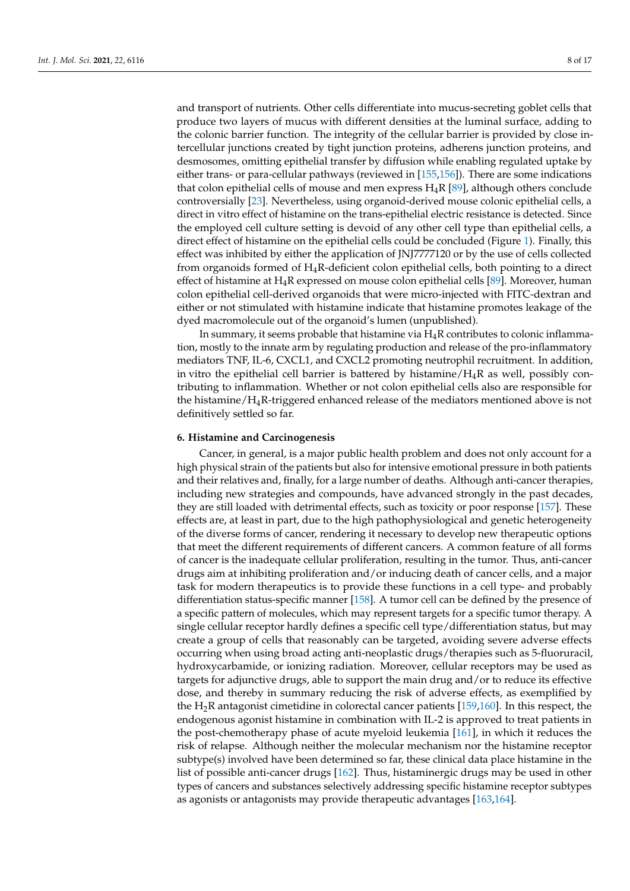and transport of nutrients. Other cells differentiate into mucus-secreting goblet cells that produce two layers of mucus with different densities at the luminal surface, adding to the colonic barrier function. The integrity of the cellular barrier is provided by close intercellular junctions created by tight junction proteins, adherens junction proteins, and desmosomes, omitting epithelial transfer by diffusion while enabling regulated uptake by either trans- or para-cellular pathways (reviewed in [155,156]). There are some indications that colon epithelial cells of mouse and men express $H_4R$ [89], although others conclude controversially [23]. Nevertheless, using organoid-derived mouse colonic epithelial cells, a direct in vitro effect of histamine on the trans-epithelial electric resistance is detected. Since the employed cell culture setting is devoid of any other cell type than epithelial cells, a direct effect of histamine on the epithelial cells could be concluded (Figure 1). Finally, this effect was inhibited by either the application of JNJ7777120 or by the use of cells collected from organoids formed of $H_4R$-deficient colon epithelial cells, both pointing to a direct effect of histamine at $H_4R$ expressed on mouse colon epithelial cells [89]. Moreover, human colon epithelial cell-derived organoids that were micro-injected with FITC-dextran and either or not stimulated with histamine indicate that histamine promotes leakage of the dyed macromolecule out of the organoid's lumen (unpublished).

In summary, it seems probable that histamine via $H_4R$ contributes to colonic inflammation, mostly to the innate arm by regulating production and release of the pro-inflammatory mediators TNF, IL-6, CXCL1, and CXCL2 promoting neutrophil recruitment. In addition, in vitro the epithelial cell barrier is battered by histamine/$H_4R$ as well, possibly contributing to inflammation. Whether or not colon epithelial cells also are responsible for the histamine/$H_4R$-triggered enhanced release of the mediators mentioned above is not definitively settled so far.

## 6. Histamine and Carcinogenesis

Cancer, in general, is a major public health problem and does not only account for a high physical strain of the patients but also for intensive emotional pressure in both patients and their relatives and, finally, for a large number of deaths. Although anti-cancer therapies, including new strategies and compounds, have advanced strongly in the past decades, they are still loaded with detrimental effects, such as toxicity or poor response [157]. These effects are, at least in part, due to the high pathophysiological and genetic heterogeneity of the diverse forms of cancer, rendering it necessary to develop new therapeutic options that meet the different requirements of different cancers. A common feature of all forms of cancer is the inadequate cellular proliferation, resulting in the tumor. Thus, anti-cancer drugs aim at inhibiting proliferation and/or inducing death of cancer cells, and a major task for modern therapeutics is to provide these functions in a cell type- and probably differentiation status-specific manner [158]. A tumor cell can be defined by the presence of a specific pattern of molecules, which may represent targets for a specific tumor therapy. A single cellular receptor hardly defines a specific cell type/differentiation status, but may create a group of cells that reasonably can be targeted, avoiding severe adverse effects occurring when using broad acting anti-neoplastic drugs/therapies such as 5-fluoruracil, hydroxycarbamide, or ionizing radiation. Moreover, cellular receptors may be used as targets for adjunctive drugs, able to support the main drug and/or to reduce its effective dose, and thereby in summary reducing the risk of adverse effects, as exemplified by the $H_2R$ antagonist cimetidine in colorectal cancer patients [159,160]. In this respect, the endogenous agonist histamine in combination with IL-2 is approved to treat patients in the post-chemotherapy phase of acute myeloid leukemia [161], in which it reduces the risk of relapse. Although neither the molecular mechanism nor the histamine receptor subtype(s) involved have been determined so far, these clinical data place histamine in the list of possible anti-cancer drugs [162]. Thus, histaminergic drugs may be used in other types of cancers and substances selectively addressing specific histamine receptor subtypes as agonists or antagonists may provide therapeutic advantages [163,164].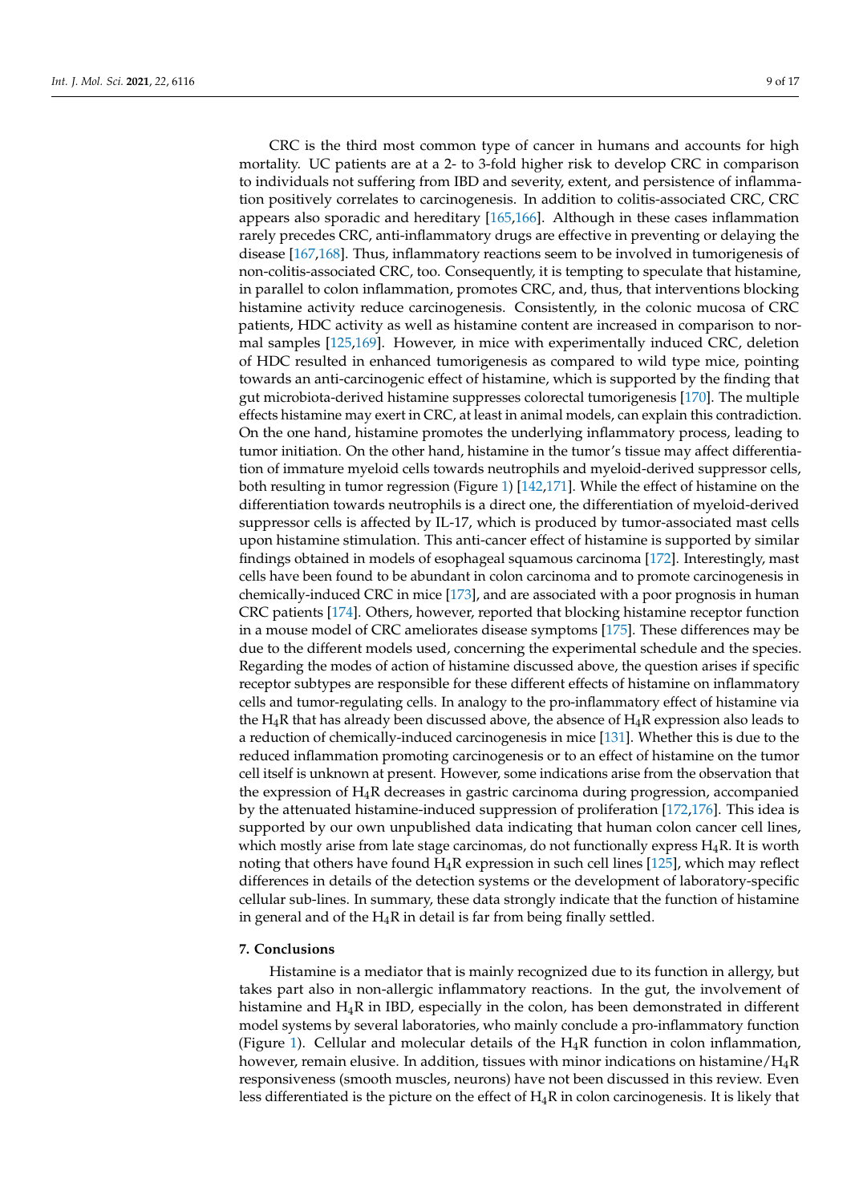CRC is the third most common type of cancer in humans and accounts for high mortality. UC patients are at a 2- to 3-fold higher risk to develop CRC in comparison to individuals not suffering from IBD and severity, extent, and persistence of inflammation positively correlates to carcinogenesis. In addition to colitis-associated CRC, CRC appears also sporadic and hereditary [165,166]. Although in these cases inflammation rarely precedes CRC, anti-inflammatory drugs are effective in preventing or delaying the disease [167,168]. Thus, inflammatory reactions seem to be involved in tumorigenesis of non-colitis-associated CRC, too. Consequently, it is tempting to speculate that histamine, in parallel to colon inflammation, promotes CRC, and, thus, that interventions blocking histamine activity reduce carcinogenesis. Consistently, in the colonic mucosa of CRC patients, HDC activity as well as histamine content are increased in comparison to normal samples [125,169]. However, in mice with experimentally induced CRC, deletion of HDC resulted in enhanced tumorigenesis as compared to wild type mice, pointing towards an anti-carcinogenic effect of histamine, which is supported by the finding that gut microbiota-derived histamine suppresses colorectal tumorigenesis [170]. The multiple effects histamine may exert in CRC, at least in animal models, can explain this contradiction. On the one hand, histamine promotes the underlying inflammatory process, leading to tumor initiation. On the other hand, histamine in the tumor's tissue may affect differentiation of immature myeloid cells towards neutrophils and myeloid-derived suppressor cells, both resulting in tumor regression (Figure 1) [142,171]. While the effect of histamine on the differentiation towards neutrophils is a direct one, the differentiation of myeloid-derived suppressor cells is affected by IL-17, which is produced by tumor-associated mast cells upon histamine stimulation. This anti-cancer effect of histamine is supported by similar findings obtained in models of esophageal squamous carcinoma [172]. Interestingly, mast cells have been found to be abundant in colon carcinoma and to promote carcinogenesis in chemically-induced CRC in mice [173], and are associated with a poor prognosis in human CRC patients [174]. Others, however, reported that blocking histamine receptor function in a mouse model of CRC ameliorates disease symptoms [175]. These differences may be due to the different models used, concerning the experimental schedule and the species. Regarding the modes of action of histamine discussed above, the question arises if specific receptor subtypes are responsible for these different effects of histamine on inflammatory cells and tumor-regulating cells. In analogy to the pro-inflammatory effect of histamine via the $H_4R$ that has already been discussed above, the absence of $H_4R$ expression also leads to a reduction of chemically-induced carcinogenesis in mice [131]. Whether this is due to the reduced inflammation promoting carcinogenesis or to an effect of histamine on the tumor cell itself is unknown at present. However, some indications arise from the observation that the expression of $H_4R$ decreases in gastric carcinoma during progression, accompanied by the attenuated histamine-induced suppression of proliferation [172,176]. This idea is supported by our own unpublished data indicating that human colon cancer cell lines, which mostly arise from late stage carcinomas, do not functionally express $H_4R$. It is worth noting that others have found $H_4R$ expression in such cell lines [125], which may reflect differences in details of the detection systems or the development of laboratory-specific cellular sub-lines. In summary, these data strongly indicate that the function of histamine in general and of the $H_4R$ in detail is far from being finally settled.

## 7. Conclusions

Histamine is a mediator that is mainly recognized due to its function in allergy, but takes part also in non-allergic inflammatory reactions. In the gut, the involvement of histamine and $H_4R$ in IBD, especially in the colon, has been demonstrated in different model systems by several laboratories, who mainly conclude a pro-inflammatory function (Figure 1). Cellular and molecular details of the $H_4R$ function in colon inflammation, however, remain elusive. In addition, tissues with minor indications on histamine/$H_4R$ responsiveness (smooth muscles, neurons) have not been discussed in this review. Even less differentiated is the picture on the effect of $H_4R$ in colon carcinogenesis. It is likely that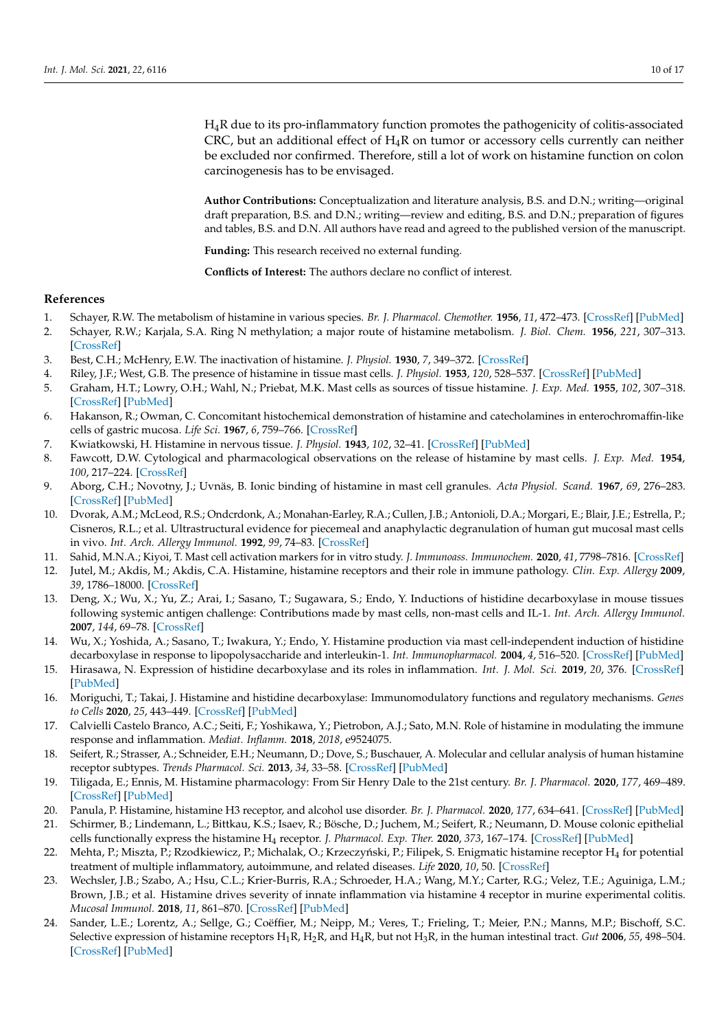$H_4R$ due to its pro-inflammatory function promotes the pathogenicity of colitis-associated CRC, but an additional effect of $H_4R$ on tumor or accessory cells currently can neither be excluded nor confirmed. Therefore, still a lot of work on histamine function on colon carcinogenesis has to be envisaged.

**Author Contributions:** Conceptualization and literature analysis, B.S. and D.N.; writing—original draft preparation, B.S. and D.N.; writing—review and editing, B.S. and D.N.; preparation of figures and tables, B.S. and D.N. All authors have read and agreed to the published version of the manuscript.

**Funding:** This research received no external funding.

**Conflicts of Interest:** The authors declare no conflict of interest.

## References

1. Schayer, R.W. The metabolism of histamine in various species. *Br. J. Pharmacol. Chemother.* **1956**, *11*, 472–473. [CrossRef] [PubMed]
2. Schayer, R.W.; Karjala, S.A. Ring N methylation; a major route of histamine metabolism. *J. Biol. Chem.* **1956**, *221*, 307–313. [CrossRef]
3. Best, C.H.; McHenry, E.W. The inactivation of histamine. *J. Physiol.* **1930**, *7*, 349–372. [CrossRef]
4. Riley, J.F.; West, G.B. The presence of histamine in tissue mast cells. *J. Physiol.* **1953**, *120*, 528–537. [CrossRef] [PubMed]
5. Graham, H.T.; Lowry, O.H.; Wahl, N.; Priebat, M.K. Mast cells as sources of tissue histamine. *J. Exp. Med.* **1955**, *102*, 307–318. [CrossRef] [PubMed]
6. Hakanson, R.; Owman, C. Concomitant histochemical demonstration of histamine and catecholamines in enterochromaffin-like cells of gastric mucosa. *Life Sci.* **1967**, *6*, 759–766. [CrossRef]
7. Kwiatkowski, H. Histamine in nervous tissue. *J. Physiol.* **1943**, *102*, 32–41. [CrossRef] [PubMed]
8. Fawcott, D.W. Cytological and pharmacological observations on the release of histamine by mast cells. *J. Exp. Med.* **1954**, *100*, 217–224. [CrossRef]
9. Aborg, C.H.; Novotny, J.; Uvnäs, B. Ionic binding of histamine in mast cell granules. *Acta Physiol. Scand.* **1967**, *69*, 276–283. [CrossRef] [PubMed]
10. Dvorak, A.M.; McLeod, R.S.; Ondcrdonk, A.; Monahan-Earley, R.A.; Cullen, J.B.; Antonioli, D.A.; Morgari, E.; Blair, J.E.; Estrella, P.; Cisneros, R.L.; et al. Ultrastructural evidence for piecemeal and anaphylactic degranulation of human gut mucosal mast cells in vivo. *Int. Arch. Allergy Immunol.* **1992**, *99*, 74–83. [CrossRef]
11. Sahid, M.N.A.; Kiyoi, T. Mast cell activation markers for in vitro study. *J. Immunoass. Immunochem.* **2020**, *41*, 7798–7816. [CrossRef]
12. Jutel, M.; Akdis, M.; Akdis, C.A. Histamine, histamine receptors and their role in immune pathology. *Clin. Exp. Allergy* **2009**, *39*, 1786–18000. [CrossRef]
13. Deng, X.; Wu, X.; Yu, Z.; Arai, I.; Sasano, T.; Sugawara, S.; Endo, Y. Inductions of histidine decarboxylase in mouse tissues following systemic antigen challenge: Contributions made by mast cells, non-mast cells and IL-1. *Int. Arch. Allergy Immunol.* **2007**, *144*, 69–78. [CrossRef]
14. Wu, X.; Yoshida, A.; Sasano, T.; Iwakura, Y.; Endo, Y. Histamine production via mast cell-independent induction of histidine decarboxylase in response to lipopolysaccharide and interleukin-1. *Int. Immunopharmacol.* **2004**, *4*, 516–520. [CrossRef] [PubMed]
15. Hirasawa, N. Expression of histidine decarboxylase and its roles in inflammation. *Int. J. Mol. Sci.* **2019**, *20*, 376. [CrossRef] [PubMed]
16. Moriguchi, T.; Takai, J. Histamine and histidine decarboxylase: Immunomodulatory functions and regulatory mechanisms. *Genes to Cells* **2020**, *25*, 443–449. [CrossRef] [PubMed]
17. Calvielli Castelo Branco, A.C.; Seiti, F.; Yoshikawa, Y.; Pietrobon, A.J.; Sato, M.N. Role of histamine in modulating the immune response and inflammation. *Mediat. Inflamm.* **2018**, *2018*, e9524075.
18. Seifert, R.; Strasser, A.; Schneider, E.H.; Neumann, D.; Dove, S.; Buschauer, A. Molecular and cellular analysis of human histamine receptor subtypes. *Trends Pharmacol. Sci.* **2013**, *34*, 33–58. [CrossRef] [PubMed]
19. Tiligada, E.; Ennis, M. Histamine pharmacology: From Sir Henry Dale to the 21st century. *Br. J. Pharmacol.* **2020**, *177*, 469–489. [CrossRef] [PubMed]
20. Panula, P. Histamine, histamine H3 receptor, and alcohol use disorder. *Br. J. Pharmacol.* **2020**, *177*, 634–641. [CrossRef] [PubMed]
21. Schirmer, B.; Lindemann, L.; Bittkau, K.S.; Isaev, R.; Bösche, D.; Juchem, M.; Seifert, R.; Neumann, D. Mouse colonic epithelial cells functionally express the histamine $H_4$ receptor. *J. Pharmacol. Exp. Ther.* **2020**, *373*, 167–174. [CrossRef] [PubMed]
22. Mehta, P.; Miszta, P.; Rzodkiewicz, P.; Michalak, O.; Krzeczyński, P.; Filipek, S. Enigmatic histamine receptor $H_4$ for potential treatment of multiple inflammatory, autoimmune, and related diseases. *Life* **2020**, *10*, 50. [CrossRef]
23. Wechsler, J.B.; Szabo, A.; Hsu, C.L.; Krier-Burris, R.A.; Schroeder, H.A.; Wang, M.Y.; Carter, R.G.; Velez, T.E.; Aguiniga, L.M.; Brown, J.B.; et al. Histamine drives severity of innate inflammation via histamine 4 receptor in murine experimental colitis. *Mucosal Immunol.* **2018**, *11*, 861–870. [CrossRef] [PubMed]
24. Sander, L.E.; Lorentz, A.; Sellge, G.; Coëffier, M.; Neipp, M.; Veres, T.; Frieling, T.; Meier, P.N.; Manns, M.P.; Bischoff, S.C. Selective expression of histamine receptors $H_1R$, $H_2R$, and $H_4R$, but not $H_3R$, in the human intestinal tract. *Gut* **2006**, *55*, 498–504. [CrossRef] [PubMed]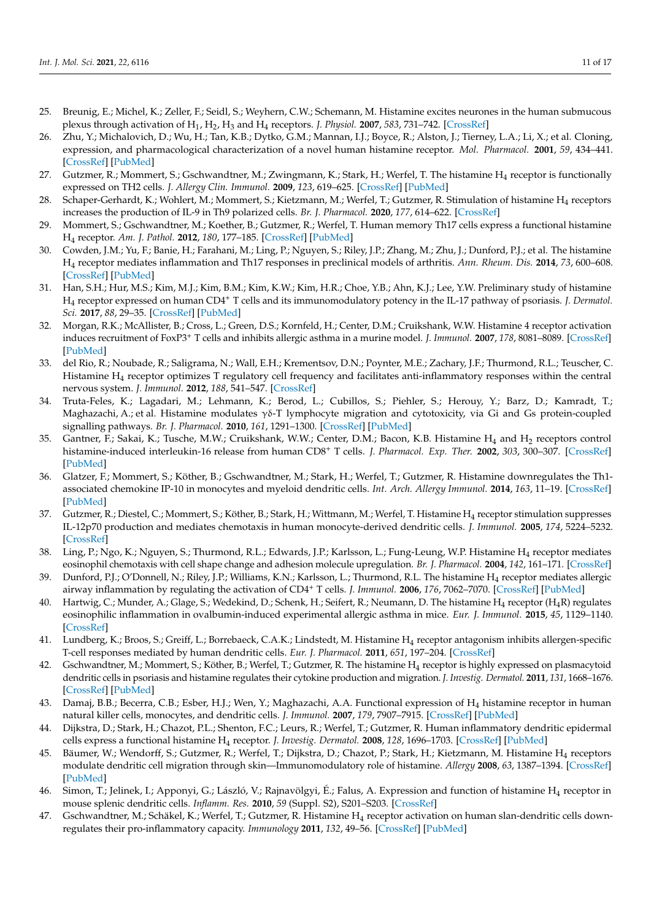25. Breunig, E.; Michel, K.; Zeller, F.; Seidl, S.; Weyhern, C.W.; Schemann, M. Histamine excites neurones in the human submucous plexus through activation of $H_1$, $H_2$, $H_3$ and $H_4$ receptors. *J. Physiol.* **2007**, *583*, 731–742. [CrossRef]
26. Zhu, Y.; Michalovich, D.; Wu, H.; Tan, K.B.; Dytko, G.M.; Mannan, I.J.; Boyce, R.; Alston, J.; Tierney, L.A.; Li, X.; et al. Cloning, expression, and pharmacological characterization of a novel human histamine receptor. *Mol. Pharmacol.* **2001**, *59*, 434–441. [CrossRef] [PubMed]
27. Gutzmer, R.; Mommert, S.; Gschwandtner, M.; Zwingmann, K.; Stark, H.; Werfel, T. The histamine $H_4$ receptor is functionally expressed on TH2 cells. *J. Allergy Clin. Immunol.* **2009**, *123*, 619–625. [CrossRef] [PubMed]
28. Schaper-Gerhardt, K.; Wohlert, M.; Mommert, S.; Kietzmann, M.; Werfel, T.; Gutzmer, R. Stimulation of histamine $H_4$ receptors increases the production of IL-9 in Th9 polarized cells. *Br. J. Pharmacol.* **2020**, *177*, 614–622. [CrossRef]
29. Mommert, S.; Gschwandtner, M.; Koether, B.; Gutzmer, R.; Werfel, T. Human memory Th17 cells express a functional histamine $H_4$ receptor. *Am. J. Pathol.* **2012**, *180*, 177–185. [CrossRef] [PubMed]
30. Cowden, J.M.; Yu, F.; Banie, H.; Farahani, M.; Ling, P.; Nguyen, S.; Riley, J.P.; Zhang, M.; Zhu, J.; Dunford, P.J.; et al. The histamine $H_4$ receptor mediates inflammation and Th17 responses in preclinical models of arthritis. *Ann. Rheum. Dis.* **2014**, *73*, 600–608. [CrossRef] [PubMed]
31. Han, S.H.; Hur, M.S.; Kim, M.J.; Kim, B.M.; Kim, K.W.; Kim, H.R.; Choe, Y.B.; Ahn, K.J.; Lee, Y.W. Preliminary study of histamine $H_4$ receptor expressed on human $CD4^+$ T cells and its immunomodulatory potency in the IL-17 pathway of psoriasis. *J. Dermatol. Sci.* **2017**, *88*, 29–35. [CrossRef] [PubMed]
32. Morgan, R.K.; McAllister, B.; Cross, L.; Green, D.S.; Kornfeld, H.; Center, D.M.; Cruikshank, W.W. Histamine 4 receptor activation induces recruitment of $FoxP3^+$ T cells and inhibits allergic asthma in a murine model. *J. Immunol.* **2007**, *178*, 8081–8089. [CrossRef] [PubMed]
33. del Rio, R.; Noubade, R.; Saligrama, N.; Wall, E.H.; Krementsov, D.N.; Poynter, M.E.; Zachary, J.F.; Thurmond, R.L.; Teuscher, C. Histamine $H_4$ receptor optimizes T regulatory cell frequency and facilitates anti-inflammatory responses within the central nervous system. *J. Immunol.* **2012**, *188*, 541–547. [CrossRef]
34. Truta-Feles, K.; Lagadari, M.; Lehmann, K.; Berod, L.; Cubillos, S.; Piehler, S.; Herouy, Y.; Barz, D.; Kamradt, T.; Maghazachi, A.; et al. Histamine modulates γδ-T lymphocyte migration and cytotoxicity, via Gi and Gs protein-coupled signalling pathways. *Br. J. Pharmacol.* **2010**, *161*, 1291–1300. [CrossRef] [PubMed]
35. Gantner, F.; Sakai, K.; Tusche, M.W.; Cruikshank, W.W.; Center, D.M.; Bacon, K.B. Histamine $H_4$ and $H_2$ receptors control histamine-induced interleukin-16 release from human $CD8^+$ T cells. *J. Pharmacol. Exp. Ther.* **2002**, *303*, 300–307. [CrossRef] [PubMed]
36. Glatzer, F.; Mommert, S.; Köther, B.; Gschwandtner, M.; Stark, H.; Werfel, T.; Gutzmer, R. Histamine downregulates the Th1-associated chemokine IP-10 in monocytes and myeloid dendritic cells. *Int. Arch. Allergy Immunol.* **2014**, *163*, 11–19. [CrossRef] [PubMed]
37. Gutzmer, R.; Diestel, C.; Mommert, S.; Köther, B.; Stark, H.; Wittmann, M.; Werfel, T. Histamine $H_4$ receptor stimulation suppresses IL-12p70 production and mediates chemotaxis in human monocyte-derived dendritic cells. *J. Immunol.* **2005**, *174*, 5224–5232. [CrossRef]
38. Ling, P.; Ngo, K.; Nguyen, S.; Thurmond, R.L.; Edwards, J.P.; Karlsson, L.; Fung-Leung, W.P. Histamine $H_4$ receptor mediates eosinophil chemotaxis with cell shape change and adhesion molecule upregulation. *Br. J. Pharmacol.* **2004**, *142*, 161–171. [CrossRef]
39. Dunford, P.J.; O'Donnell, N.; Riley, J.P.; Williams, K.N.; Karlsson, L.; Thurmond, R.L. The histamine $H_4$ receptor mediates allergic airway inflammation by regulating the activation of $CD4^+$ T cells. *J. Immunol.* **2006**, *176*, 7062–7070. [CrossRef] [PubMed]
40. Hartwig, C.; Munder, A.; Glage, S.; Wedekind, D.; Schenk, H.; Seifert, R.; Neumann, D. The histamine $H_4$ receptor ($H_4R$) regulates eosinophilic inflammation in ovalbumin-induced experimental allergic asthma in mice. *Eur. J. Immunol.* **2015**, *45*, 1129–1140. [CrossRef]
41. Lundberg, K.; Broos, S.; Greiff, L.; Borrebaeck, C.A.K.; Lindstedt, M. Histamine $H_4$ receptor antagonism inhibits allergen-specific T-cell responses mediated by human dendritic cells. *Eur. J. Pharmacol.* **2011**, *651*, 197–204. [CrossRef]
42. Gschwandtner, M.; Mommert, S.; Köther, B.; Werfel, T.; Gutzmer, R. The histamine $H_4$ receptor is highly expressed on plasmacytoid dendritic cells in psoriasis and histamine regulates their cytokine production and migration. *J. Investig. Dermatol.* **2011**, *131*, 1668–1676. [CrossRef] [PubMed]
43. Damaj, B.B.; Becerra, C.B.; Esber, H.J.; Wen, Y.; Maghazachi, A.A. Functional expression of $H_4$ histamine receptor in human natural killer cells, monocytes, and dendritic cells. *J. Immunol.* **2007**, *179*, 7907–7915. [CrossRef] [PubMed]
44. Dijkstra, D.; Stark, H.; Chazot, P.L.; Shenton, F.C.; Leurs, R.; Werfel, T.; Gutzmer, R. Human inflammatory dendritic epidermal cells express a functional histamine $H_4$ receptor. *J. Investig. Dermatol.* **2008**, *128*, 1696–1703. [CrossRef] [PubMed]
45. Bäumer, W.; Wendorff, S.; Gutzmer, R.; Werfel, T.; Dijkstra, D.; Chazot, P.; Stark, H.; Kietzmann, M. Histamine $H_4$ receptors modulate dendritic cell migration through skin—Immunomodulatory role of histamine. *Allergy* **2008**, *63*, 1387–1394. [CrossRef] [PubMed]
46. Simon, T.; Jelinek, I.; Apponyi, G.; László, V.; Rajnavölgyi, É.; Falus, A. Expression and function of histamine $H_4$ receptor in mouse splenic dendritic cells. *Inflamm. Res.* **2010**, *59* (Suppl. S2), S201–S203. [CrossRef]
47. Gschwandtner, M.; Schäkel, K.; Werfel, T.; Gutzmer, R. Histamine $H_4$ receptor activation on human slan-dendritic cells down-regulates their pro-inflammatory capacity. *Immunology* **2011**, *132*, 49–56. [CrossRef] [PubMed]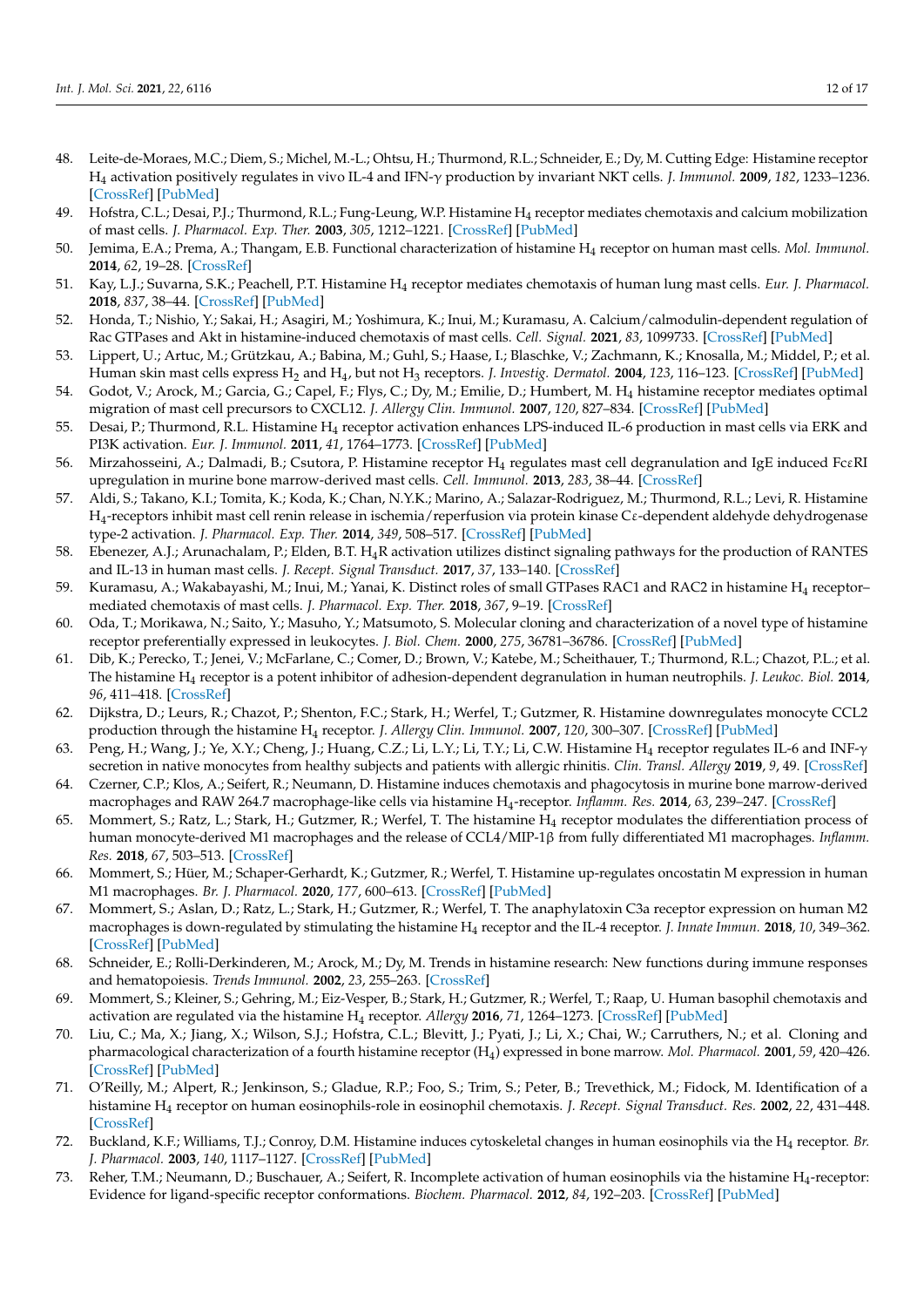48. Leite-de-Moraes, M.C.; Diem, S.; Michel, M.-L.; Ohtsu, H.; Thurmond, R.L.; Schneider, E.; Dy, M. Cutting Edge: Histamine receptor $H_4$ activation positively regulates in vivo IL-4 and IFN-γ production by invariant NKT cells. *J. Immunol.* **2009**, *182*, 1233–1236. [CrossRef] [PubMed]
49. Hofstra, C.L.; Desai, P.J.; Thurmond, R.L.; Fung-Leung, W.P. Histamine $H_4$ receptor mediates chemotaxis and calcium mobilization of mast cells. *J. Pharmacol. Exp. Ther.* **2003**, *305*, 1212–1221. [CrossRef] [PubMed]
50. Jemima, E.A.; Prema, A.; Thangam, E.B. Functional characterization of histamine $H_4$ receptor on human mast cells. *Mol. Immunol.* **2014**, *62*, 19–28. [CrossRef]
51. Kay, L.J.; Suvarna, S.K.; Peachell, P.T. Histamine $H_4$ receptor mediates chemotaxis of human lung mast cells. *Eur. J. Pharmacol.* **2018**, *837*, 38–44. [CrossRef] [PubMed]
52. Honda, T.; Nishio, Y.; Sakai, H.; Asagiri, M.; Yoshimura, K.; Inui, M.; Kuramasu, A. Calcium/calmodulin-dependent regulation of Rac GTPases and Akt in histamine-induced chemotaxis of mast cells. *Cell. Signal.* **2021**, *83*, 1099733. [CrossRef] [PubMed]
53. Lippert, U.; Artuc, M.; Grützkau, A.; Babina, M.; Guhl, S.; Haase, I.; Blaschke, V.; Zachmann, K.; Knosalla, M.; Middel, P.; et al. Human skin mast cells express $H_2$ and $H_4$, but not $H_3$ receptors. *J. Investig. Dermatol.* **2004**, *123*, 116–123. [CrossRef] [PubMed]
54. Godot, V.; Arock, M.; Garcia, G.; Capel, F.; Flys, C.; Dy, M.; Emilie, D.; Humbert, M. $H_4$ histamine receptor mediates optimal migration of mast cell precursors to CXCL12. *J. Allergy Clin. Immunol.* **2007**, *120*, 827–834. [CrossRef] [PubMed]
55. Desai, P.; Thurmond, R.L. Histamine $H_4$ receptor activation enhances LPS-induced IL-6 production in mast cells via ERK and PI3K activation. *Eur. J. Immunol.* **2011**, *41*, 1764–1773. [CrossRef] [PubMed]
56. Mirzahosseini, A.; Dalmadi, B.; Csutora, P. Histamine receptor $H_4$ regulates mast cell degranulation and IgE induced FcεRI upregulation in murine bone marrow-derived mast cells. *Cell. Immunol.* **2013**, *283*, 38–44. [CrossRef]
57. Aldi, S.; Takano, K.I.; Tomita, K.; Koda, K.; Chan, N.Y.K.; Marino, A.; Salazar-Rodriguez, M.; Thurmond, R.L.; Levi, R. Histamine $H_4$-receptors inhibit mast cell renin release in ischemia/reperfusion via protein kinase Cε-dependent aldehyde dehydrogenase type-2 activation. *J. Pharmacol. Exp. Ther.* **2014**, *349*, 508–517. [CrossRef] [PubMed]
58. Ebenezer, A.J.; Arunachalam, P.; Elden, B.T. $H_4$R activation utilizes distinct signaling pathways for the production of RANTES and IL-13 in human mast cells. *J. Recept. Signal Transduct.* **2017**, *37*, 133–140. [CrossRef]
59. Kuramasu, A.; Wakabayashi, M.; Inui, M.; Yanai, K. Distinct roles of small GTPases RAC1 and RAC2 in histamine $H_4$ receptor–mediated chemotaxis of mast cells. *J. Pharmacol. Exp. Ther.* **2018**, *367*, 9–19. [CrossRef]
60. Oda, T.; Morikawa, N.; Saito, Y.; Masuho, Y.; Matsumoto, S. Molecular cloning and characterization of a novel type of histamine receptor preferentially expressed in leukocytes. *J. Biol. Chem.* **2000**, *275*, 36781–36786. [CrossRef] [PubMed]
61. Dib, K.; Perecko, T.; Jenei, V.; McFarlane, C.; Comer, D.; Brown, V.; Katebe, M.; Scheithauer, T.; Thurmond, R.L.; Chazot, P.L.; et al. The histamine $H_4$ receptor is a potent inhibitor of adhesion-dependent degranulation in human neutrophils. *J. Leukoc. Biol.* **2014**, *96*, 411–418. [CrossRef]
62. Dijkstra, D.; Leurs, R.; Chazot, P.; Shenton, F.C.; Stark, H.; Werfel, T.; Gutzmer, R. Histamine downregulates monocyte CCL2 production through the histamine $H_4$ receptor. *J. Allergy Clin. Immunol.* **2007**, *120*, 300–307. [CrossRef] [PubMed]
63. Peng, H.; Wang, J.; Ye, X.Y.; Cheng, J.; Huang, C.Z.; Li, L.Y.; Li, T.Y.; Li, C.W. Histamine $H_4$ receptor regulates IL-6 and INF-γ secretion in native monocytes from healthy subjects and patients with allergic rhinitis. *Clin. Transl. Allergy* **2019**, *9*, 49. [CrossRef]
64. Czerner, C.P.; Klos, A.; Seifert, R.; Neumann, D. Histamine induces chemotaxis and phagocytosis in murine bone marrow-derived macrophages and RAW 264.7 macrophage-like cells via histamine $H_4$-receptor. *Inflamm. Res.* **2014**, *63*, 239–247. [CrossRef]
65. Mommert, S.; Ratz, L.; Stark, H.; Gutzmer, R.; Werfel, T. The histamine $H_4$ receptor modulates the differentiation process of human monocyte-derived M1 macrophages and the release of CCL4/MIP-1β from fully differentiated M1 macrophages. *Inflamm. Res.* **2018**, *67*, 503–513. [CrossRef]
66. Mommert, S.; Hüer, M.; Schaper-Gerhardt, K.; Gutzmer, R.; Werfel, T. Histamine up-regulates oncostatin M expression in human M1 macrophages. *Br. J. Pharmacol.* **2020**, *177*, 600–613. [CrossRef] [PubMed]
67. Mommert, S.; Aslan, D.; Ratz, L.; Stark, H.; Gutzmer, R.; Werfel, T. The anaphylatoxin C3a receptor expression on human M2 macrophages is down-regulated by stimulating the histamine $H_4$ receptor and the IL-4 receptor. *J. Innate Immun.* **2018**, *10*, 349–362. [CrossRef] [PubMed]
68. Schneider, E.; Rolli-Derkinderen, M.; Arock, M.; Dy, M. Trends in histamine research: New functions during immune responses and hematopoiesis. *Trends Immunol.* **2002**, *23*, 255–263. [CrossRef]
69. Mommert, S.; Kleiner, S.; Gehring, M.; Eiz-Vesper, B.; Stark, H.; Gutzmer, R.; Werfel, T.; Raap, U. Human basophil chemotaxis and activation are regulated via the histamine $H_4$ receptor. *Allergy* **2016**, *71*, 1264–1273. [CrossRef] [PubMed]
70. Liu, C.; Ma, X.; Jiang, X.; Wilson, S.J.; Hofstra, C.L.; Blevitt, J.; Pyati, J.; Li, X.; Chai, W.; Carruthers, N.; et al. Cloning and pharmacological characterization of a fourth histamine receptor ($H_4$) expressed in bone marrow. *Mol. Pharmacol.* **2001**, *59*, 420–426. [CrossRef] [PubMed]
71. O'Reilly, M.; Alpert, R.; Jenkinson, S.; Gladue, R.P.; Foo, S.; Trim, S.; Peter, B.; Trevethick, M.; Fidock, M. Identification of a histamine $H_4$ receptor on human eosinophils-role in eosinophil chemotaxis. *J. Recept. Signal Transduct. Res.* **2002**, *22*, 431–448. [CrossRef]
72. Buckland, K.F.; Williams, T.J.; Conroy, D.M. Histamine induces cytoskeletal changes in human eosinophils via the $H_4$ receptor. *Br. J. Pharmacol.* **2003**, *140*, 1117–1127. [CrossRef] [PubMed]
73. Reher, T.M.; Neumann, D.; Buschauer, A.; Seifert, R. Incomplete activation of human eosinophils via the histamine $H_4$-receptor: Evidence for ligand-specific receptor conformations. *Biochem. Pharmacol.* **2012**, *84*, 192–203. [CrossRef] [PubMed]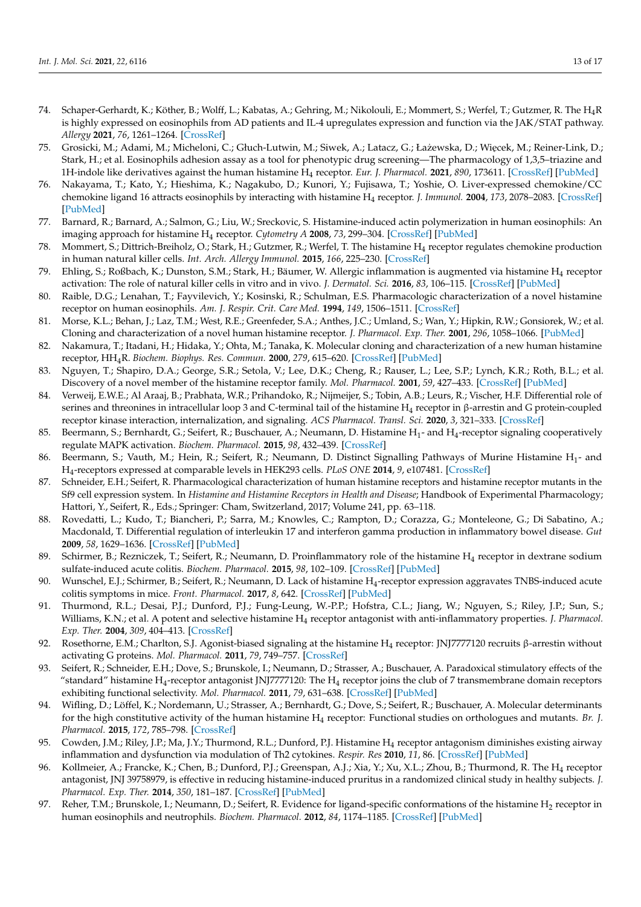74. Schaper-Gerhardt, K.; Köther, B.; Wolff, L.; Kabatas, A.; Gehring, M.; Nikolouli, E.; Mommert, S.; Werfel, T.; Gutzmer, R. The $H_4R$ is highly expressed on eosinophils from AD patients and IL-4 upregulates expression and function via the JAK/STAT pathway. *Allergy* **2021**, *76*, 1261–1264. [CrossRef]
75. Grosicki, M.; Adami, M.; Micheloni, C.; Głuch-Lutwin, M.; Siwek, A.; Latacz, G.; Łażewska, D.; Więcek, M.; Reiner-Link, D.; Stark, H.; et al. Eosinophils adhesion assay as a tool for phenotypic drug screening—The pharmacology of 1,3,5–triazine and 1H-indole like derivatives against the human histamine $H_4$ receptor. *Eur. J. Pharmacol.* **2021**, *890*, 173611. [CrossRef] [PubMed]
76. Nakayama, T.; Kato, Y.; Hieshima, K.; Nagakubo, D.; Kunori, Y.; Fujisawa, T.; Yoshie, O. Liver-expressed chemokine/CC chemokine ligand 16 attracts eosinophils by interacting with histamine $H_4$ receptor. *J. Immunol.* **2004**, *173*, 2078–2083. [CrossRef] [PubMed]
77. Barnard, R.; Barnard, A.; Salmon, G.; Liu, W.; Sreckovic, S. Histamine-induced actin polymerization in human eosinophils: An imaging approach for histamine $H_4$ receptor. *Cytometry A* **2008**, *73*, 299–304. [CrossRef] [PubMed]
78. Mommert, S.; Dittrich-Breiholz, O.; Stark, H.; Gutzmer, R.; Werfel, T. The histamine $H_4$ receptor regulates chemokine production in human natural killer cells. *Int. Arch. Allergy Immunol.* **2015**, *166*, 225–230. [CrossRef]
79. Ehling, S.; Roßbach, K.; Dunston, S.M.; Stark, H.; Bäumer, W. Allergic inflammation is augmented via histamine $H_4$ receptor activation: The role of natural killer cells in vitro and in vivo. *J. Dermatol. Sci.* **2016**, *83*, 106–115. [CrossRef] [PubMed]
80. Raible, D.G.; Lenahan, T.; Fayvilevich, Y.; Kosinski, R.; Schulman, E.S. Pharmacologic characterization of a novel histamine receptor on human eosinophils. *Am. J. Respir. Crit. Care Med.* **1994**, *149*, 1506–1511. [CrossRef]
81. Morse, K.L.; Behan, J.; Laz, T.M.; West, R.E.; Greenfeder, S.A.; Anthes, J.C.; Umland, S.; Wan, Y.; Hipkin, R.W.; Gonsiorek, W.; et al. Cloning and characterization of a novel human histamine receptor. *J. Pharmacol. Exp. Ther.* **2001**, *296*, 1058–1066. [PubMed]
82. Nakamura, T.; Itadani, H.; Hidaka, Y.; Ohta, M.; Tanaka, K. Molecular cloning and characterization of a new human histamine receptor, $HH_4R$. *Biochem. Biophys. Res. Commun.* **2000**, *279*, 615–620. [CrossRef] [PubMed]
83. Nguyen, T.; Shapiro, D.A.; George, S.R.; Setola, V.; Lee, D.K.; Cheng, R.; Rauser, L.; Lee, S.P.; Lynch, K.R.; Roth, B.L.; et al. Discovery of a novel member of the histamine receptor family. *Mol. Pharmacol.* **2001**, *59*, 427–433. [CrossRef] [PubMed]
84. Verweij, E.W.E.; Al Araaj, B.; Prabhata, W.R.; Prihandoko, R.; Nijmeijer, S.; Tobin, A.B.; Leurs, R.; Vischer, H.F. Differential role of serines and threonines in intracellular loop 3 and C-terminal tail of the histamine $H_4$ receptor in β-arrestin and G protein-coupled receptor kinase interaction, internalization, and signaling. *ACS Pharmacol. Transl. Sci.* **2020**, *3*, 321–333. [CrossRef]
85. Beermann, S.; Bernhardt, G.; Seifert, R.; Buschauer, A.; Neumann, D. Histamine $H_1$- and $H_4$-receptor signaling cooperatively regulate MAPK activation. *Biochem. Pharmacol.* **2015**, *98*, 432–439. [CrossRef]
86. Beermann, S.; Vauth, M.; Hein, R.; Seifert, R.; Neumann, D. Distinct Signalling Pathways of Murine Histamine $H_1$- and $H_4$-receptors expressed at comparable levels in HEK293 cells. *PLoS ONE* **2014**, *9*, e107481. [CrossRef]
87. Schneider, E.H.; Seifert, R. Pharmacological characterization of human histamine receptors and histamine receptor mutants in the Sf9 cell expression system. In *Histamine and Histamine Receptors in Health and Disease*; Handbook of Experimental Pharmacology; Hattori, Y., Seifert, R., Eds.; Springer: Cham, Switzerland, 2017; Volume 241, pp. 63–118.
88. Rovedatti, L.; Kudo, T.; Biancheri, P.; Sarra, M.; Knowles, C.; Rampton, D.; Corazza, G.; Monteleone, G.; Di Sabatino, A.; Macdonald, T. Differential regulation of interleukin 17 and interferon gamma production in inflammatory bowel disease. *Gut* **2009**, *58*, 1629–1636. [CrossRef] [PubMed]
89. Schirmer, B.; Rezniczek, T.; Seifert, R.; Neumann, D. Proinflammatory role of the histamine $H_4$ receptor in dextrane sodium sulfate-induced acute colitis. *Biochem. Pharmacol.* **2015**, *98*, 102–109. [CrossRef] [PubMed]
90. Wunschel, E.J.; Schirmer, B.; Seifert, R.; Neumann, D. Lack of histamine $H_4$-receptor expression aggravates TNBS-induced acute colitis symptoms in mice. *Front. Pharmacol.* **2017**, *8*, 642. [CrossRef] [PubMed]
91. Thurmond, R.L.; Desai, P.J.; Dunford, P.J.; Fung-Leung, W.-P.P.; Hofstra, C.L.; Jiang, W.; Nguyen, S.; Riley, J.P.; Sun, S.; Williams, K.N.; et al. A potent and selective histamine $H_4$ receptor antagonist with anti-inflammatory properties. *J. Pharmacol. Exp. Ther.* **2004**, *309*, 404–413. [CrossRef]
92. Rosethorne, E.M.; Charlton, S.J. Agonist-biased signaling at the histamine $H_4$ receptor: JNJ7777120 recruits β-arrestin without activating G proteins. *Mol. Pharmacol.* **2011**, *79*, 749–757. [CrossRef]
93. Seifert, R.; Schneider, E.H.; Dove, S.; Brunskole, I.; Neumann, D.; Strasser, A.; Buschauer, A. Paradoxical stimulatory effects of the "standard" histamine $H_4$-receptor antagonist JNJ7777120: The $H_4$ receptor joins the club of 7 transmembrane domain receptors exhibiting functional selectivity. *Mol. Pharmacol.* **2011**, *79*, 631–638. [CrossRef] [PubMed]
94. Wifling, D.; Löffel, K.; Nordemann, U.; Strasser, A.; Bernhardt, G.; Dove, S.; Seifert, R.; Buschauer, A. Molecular determinants for the high constitutive activity of the human histamine $H_4$ receptor: Functional studies on orthologues and mutants. *Br. J. Pharmacol.* **2015**, *172*, 785–798. [CrossRef]
95. Cowden, J.M.; Riley, J.P.; Ma, J.Y.; Thurmond, R.L.; Dunford, P.J. Histamine $H_4$ receptor antagonism diminishes existing airway inflammation and dysfunction via modulation of Th2 cytokines. *Respir. Res* **2010**, *11*, 86. [CrossRef] [PubMed]
96. Kollmeier, A.; Francke, K.; Chen, B.; Dunford, P.J.; Greenspan, A.J.; Xia, Y.; Xu, X.L.; Zhou, B.; Thurmond, R. The $H_4$ receptor antagonist, JNJ 39758979, is effective in reducing histamine-induced pruritus in a randomized clinical study in healthy subjects. *J. Pharmacol. Exp. Ther.* **2014**, *350*, 181–187. [CrossRef] [PubMed]
97. Reher, T.M.; Brunskole, I.; Neumann, D.; Seifert, R. Evidence for ligand-specific conformations of the histamine $H_2$ receptor in human eosinophils and neutrophils. *Biochem. Pharmacol.* **2012**, *84*, 1174–1185. [CrossRef] [PubMed]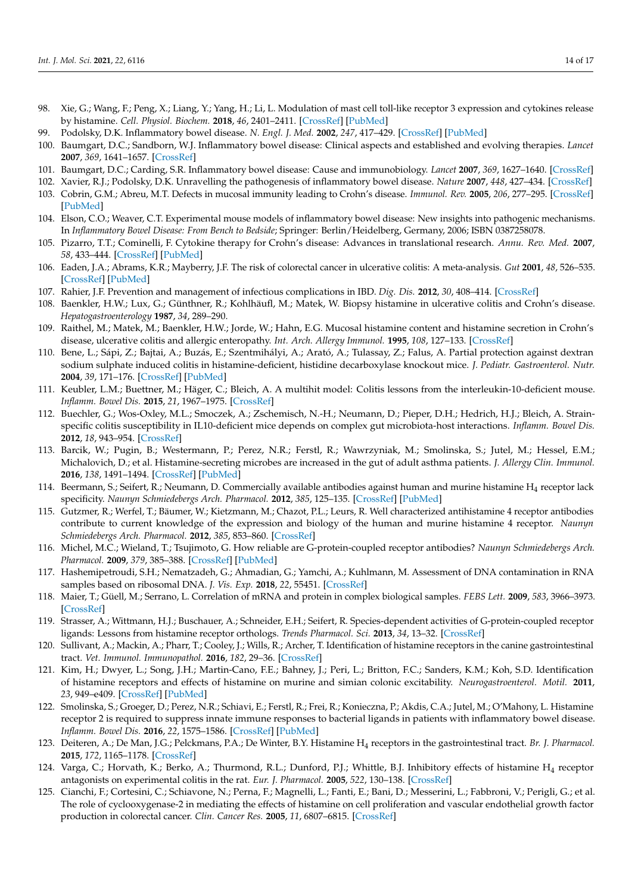98. Xie, G.; Wang, F.; Peng, X.; Liang, Y.; Yang, H.; Li, L. Modulation of mast cell toll-like receptor 3 expression and cytokines release by histamine. *Cell. Physiol. Biochem.* **2018**, *46*, 2401–2411. [CrossRef] [PubMed]
99. Podolsky, D.K. Inflammatory bowel disease. *N. Engl. J. Med.* **2002**, *247*, 417–429. [CrossRef] [PubMed]
100. Baumgart, D.C.; Sandborn, W.J. Inflammatory bowel disease: Clinical aspects and established and evolving therapies. *Lancet* **2007**, *369*, 1641–1657. [CrossRef]
101. Baumgart, D.C.; Carding, S.R. Inflammatory bowel disease: Cause and immunobiology. *Lancet* **2007**, *369*, 1627–1640. [CrossRef]
102. Xavier, R.J.; Podolsky, D.K. Unravelling the pathogenesis of inflammatory bowel disease. *Nature* **2007**, *448*, 427–434. [CrossRef]
103. Cobrin, G.M.; Abreu, M.T. Defects in mucosal immunity leading to Crohn's disease. *Immunol. Rev.* **2005**, *206*, 277–295. [CrossRef] [PubMed]
104. Elson, C.O.; Weaver, C.T. Experimental mouse models of inflammatory bowel disease: New insights into pathogenic mechanisms. In *Inflammatory Bowel Disease: From Bench to Bedside*; Springer: Berlin/Heidelberg, Germany, 2006; ISBN 0387258078.
105. Pizarro, T.T.; Cominelli, F. Cytokine therapy for Crohn's disease: Advances in translational research. *Annu. Rev. Med.* **2007**, *58*, 433–444. [CrossRef] [PubMed]
106. Eaden, J.A.; Abrams, K.R.; Mayberry, J.F. The risk of colorectal cancer in ulcerative colitis: A meta-analysis. *Gut* **2001**, *48*, 526–535. [CrossRef] [PubMed]
107. Rahier, J.F. Prevention and management of infectious complications in IBD. *Dig. Dis.* **2012**, *30*, 408–414. [CrossRef]
108. Baenkler, H.W.; Lux, G.; Günthner, R.; Kohlhäufl, M.; Matek, W. Biopsy histamine in ulcerative colitis and Crohn's disease. *Hepatogastroenterology* **1987**, *34*, 289–290.
109. Raithel, M.; Matek, M.; Baenkler, H.W.; Jorde, W.; Hahn, E.G. Mucosal histamine content and histamine secretion in Crohn's disease, ulcerative colitis and allergic enteropathy. *Int. Arch. Allergy Immunol.* **1995**, *108*, 127–133. [CrossRef]
110. Bene, L.; Sápi, Z.; Bajtai, A.; Buzás, E.; Szentmihályi, A.; Arató, A.; Tulassay, Z.; Falus, A. Partial protection against dextran sodium sulphate induced colitis in histamine-deficient, histidine decarboxylase knockout mice. *J. Pediatr. Gastroenterol. Nutr.* **2004**, *39*, 171–176. [CrossRef] [PubMed]
111. Keubler, L.M.; Buettner, M.; Häger, C.; Bleich, A. A multihit model: Colitis lessons from the interleukin-10-deficient mouse. *Inflamm. Bowel Dis.* **2015**, *21*, 1967–1975. [CrossRef]
112. Buechler, G.; Wos-Oxley, M.L.; Smoczek, A.; Zschemisch, N.-H.; Neumann, D.; Pieper, D.H.; Hedrich, H.J.; Bleich, A. Strain-specific colitis susceptibility in IL10-deficient mice depends on complex gut microbiota-host interactions. *Inflamm. Bowel Dis.* **2012**, *18*, 943–954. [CrossRef]
113. Barcik, W.; Pugin, B.; Westermann, P.; Perez, N.R.; Ferstl, R.; Wawrzyniak, M.; Smolinska, S.; Jutel, M.; Hessel, E.M.; Michalovich, D.; et al. Histamine-secreting microbes are increased in the gut of adult asthma patients. *J. Allergy Clin. Immunol.* **2016**, *138*, 1491–1494. [CrossRef] [PubMed]
114. Beermann, S.; Seifert, R.; Neumann, D. Commercially available antibodies against human and murine histamine $H_4$ receptor lack specificity. *Naunyn Schmiedebergs Arch. Pharmacol.* **2012**, *385*, 125–135. [CrossRef] [PubMed]
115. Gutzmer, R.; Werfel, T.; Bäumer, W.; Kietzmann, M.; Chazot, P.L.; Leurs, R. Well characterized antihistamine 4 receptor antibodies contribute to current knowledge of the expression and biology of the human and murine histamine 4 receptor. *Naunyn Schmiedebergs Arch. Pharmacol.* **2012**, *385*, 853–860. [CrossRef]
116. Michel, M.C.; Wieland, T.; Tsujimoto, G. How reliable are G-protein-coupled receptor antibodies? *Naunyn Schmiedebergs Arch. Pharmacol.* **2009**, *379*, 385–388. [CrossRef] [PubMed]
117. Hashemipetroudi, S.H.; Nematzadeh, G.; Ahmadian, G.; Yamchi, A.; Kuhlmann, M. Assessment of DNA contamination in RNA samples based on ribosomal DNA. *J. Vis. Exp.* **2018**, *22*, 55451. [CrossRef]
118. Maier, T.; Güell, M.; Serrano, L. Correlation of mRNA and protein in complex biological samples. *FEBS Lett.* **2009**, *583*, 3966–3973. [CrossRef]
119. Strasser, A.; Wittmann, H.J.; Buschauer, A.; Schneider, E.H.; Seifert, R. Species-dependent activities of G-protein-coupled receptor ligands: Lessons from histamine receptor orthologs. *Trends Pharmacol. Sci.* **2013**, *34*, 13–32. [CrossRef]
120. Sullivant, A.; Mackin, A.; Pharr, T.; Cooley, J.; Wills, R.; Archer, T. Identification of histamine receptors in the canine gastrointestinal tract. *Vet. Immunol. Immunopathol.* **2016**, *182*, 29–36. [CrossRef]
121. Kim, H.; Dwyer, L.; Song, J.H.; Martin-Cano, F.E.; Bahney, J.; Peri, L.; Britton, F.C.; Sanders, K.M.; Koh, S.D. Identification of histamine receptors and effects of histamine on murine and simian colonic excitability. *Neurogastroenterol. Motil.* **2011**, *23*, 949–e409. [CrossRef] [PubMed]
122. Smolinska, S.; Groeger, D.; Perez, N.R.; Schiavi, E.; Ferstl, R.; Frei, R.; Konieczna, P.; Akdis, C.A.; Jutel, M.; O'Mahony, L. Histamine receptor 2 is required to suppress innate immune responses to bacterial ligands in patients with inflammatory bowel disease. *Inflamm. Bowel Dis.* **2016**, *22*, 1575–1586. [CrossRef] [PubMed]
123. Deiteren, A.; De Man, J.G.; Pelckmans, P.A.; De Winter, B.Y. Histamine $H_4$ receptors in the gastrointestinal tract. *Br. J. Pharmacol.* **2015**, *172*, 1165–1178. [CrossRef]
124. Varga, C.; Horvath, K.; Berko, A.; Thurmond, R.L.; Dunford, P.J.; Whittle, B.J. Inhibitory effects of histamine $H_4$ receptor antagonists on experimental colitis in the rat. *Eur. J. Pharmacol.* **2005**, *522*, 130–138. [CrossRef]
125. Cianchi, F.; Cortesini, C.; Schiavone, N.; Perna, F.; Magnelli, L.; Fanti, E.; Bani, D.; Messerini, L.; Fabbroni, V.; Perigli, G.; et al. The role of cyclooxygenase-2 in mediating the effects of histamine on cell proliferation and vascular endothelial growth factor production in colorectal cancer. *Clin. Cancer Res.* **2005**, *11*, 6807–6815. [CrossRef]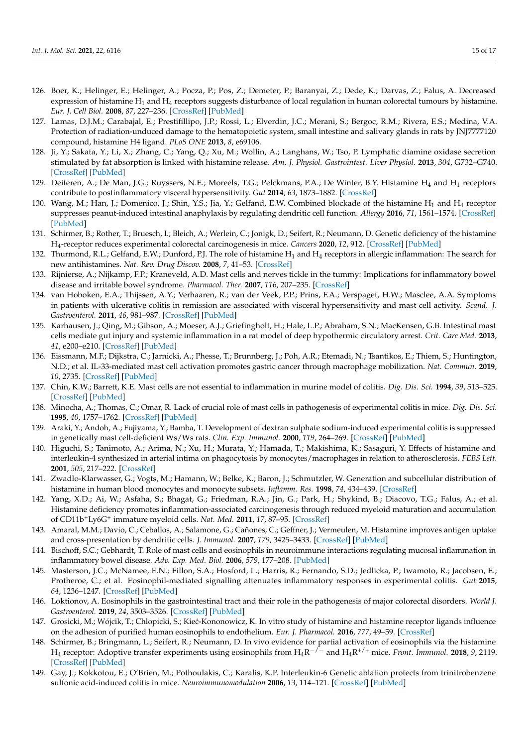126. Boer, K.; Helinger, E.; Helinger, A.; Pocza, P.; Pos, Z.; Demeter, P.; Baranyai, Z.; Dede, K.; Darvas, Z.; Falus, A. Decreased expression of histamine $H_1$ and $H_4$ receptors suggests disturbance of local regulation in human colorectal tumours by histamine. *Eur. J. Cell Biol.* **2008**, *87*, 227–236. [CrossRef] [PubMed]
127. Lamas, D.J.M.; Carabajal, E.; Prestifillipo, J.P.; Rossi, L.; Elverdin, J.C.; Merani, S.; Bergoc, R.M.; Rivera, E.S.; Medina, V.A. Protection of radiation-unduced damage to the hematopoietic system, small intestine and salivary glands in rats by JNJ7777120 compound, histamine H4 ligand. *PLoS ONE* **2013**, *8*, e69106.
128. Ji, Y.; Sakata, Y.; Li, X.; Zhang, C.; Yang, Q.; Xu, M.; Wollin, A.; Langhans, W.; Tso, P. Lymphatic diamine oxidase secretion stimulated by fat absorption is linked with histamine release. *Am. J. Physiol. Gastrointest. Liver Physiol.* **2013**, *304*, G732–G740. [CrossRef] [PubMed]
129. Deiteren, A.; De Man, J.G.; Ruyssers, N.E.; Moreels, T.G.; Pelckmans, P.A.; De Winter, B.Y. Histamine $H_4$ and $H_1$ receptors contribute to postinflammatory visceral hypersensitivity. *Gut* **2014**, *63*, 1873–1882. [CrossRef]
130. Wang, M.; Han, J.; Domenico, J.; Shin, Y.S.; Jia, Y.; Gelfand, E.W. Combined blockade of the histamine $H_1$ and $H_4$ receptor suppresses peanut-induced intestinal anaphylaxis by regulating dendritic cell function. *Allergy* **2016**, *71*, 1561–1574. [CrossRef] [PubMed]
131. Schirmer, B.; Rother, T.; Bruesch, I.; Bleich, A.; Werlein, C.; Jonigk, D.; Seifert, R.; Neumann, D. Genetic deficiency of the histamine $H_4$-receptor reduces experimental colorectal carcinogenesis in mice. *Cancers* **2020**, *12*, 912. [CrossRef] [PubMed]
132. Thurmond, R.L.; Gelfand, E.W.; Dunford, P.J. The role of histamine $H_1$ and $H_4$ receptors in allergic inflammation: The search for new antihistamines. *Nat. Rev. Drug Discov.* **2008**, *7*, 41–53. [CrossRef]
133. Rijnierse, A.; Nijkamp, F.P.; Kraneveld, A.D. Mast cells and nerves tickle in the tummy: Implications for inflammatory bowel disease and irritable bowel syndrome. *Pharmacol. Ther.* **2007**, *116*, 207–235. [CrossRef]
134. van Hoboken, E.A.; Thijssen, A.Y.; Verhaaren, R.; van der Veek, P.P.; Prins, F.A.; Verspaget, H.W.; Masclee, A.A. Symptoms in patients with ulcerative colitis in remission are associated with visceral hypersensitivity and mast cell activity. *Scand. J. Gastroenterol.* **2011**, *46*, 981–987. [CrossRef] [PubMed]
135. Karhausen, J.; Qing, M.; Gibson, A.; Moeser, A.J.; Griefingholt, H.; Hale, L.P.; Abraham, S.N.; MacKensen, G.B. Intestinal mast cells mediate gut injury and systemic inflammation in a rat model of deep hypothermic circulatory arrest. *Crit. Care Med.* **2013**, *41*, e200–e210. [CrossRef] [PubMed]
136. Eissmann, M.F.; Dijkstra, C.; Jarnicki, A.; Phesse, T.; Brunnberg, J.; Poh, A.R.; Etemadi, N.; Tsantikos, E.; Thiem, S.; Huntington, N.D.; et al. IL-33-mediated mast cell activation promotes gastric cancer through macrophage mobilization. *Nat. Commun.* **2019**, *10*, 2735. [CrossRef] [PubMed]
137. Chin, K.W.; Barrett, K.E. Mast cells are not essential to inflammation in murine model of colitis. *Dig. Dis. Sci.* **1994**, *39*, 513–525. [CrossRef] [PubMed]
138. Minocha, A.; Thomas, C.; Omar, R. Lack of crucial role of mast cells in pathogenesis of experimental colitis in mice. *Dig. Dis. Sci.* **1995**, *40*, 1757–1762. [CrossRef] [PubMed]
139. Araki, Y.; Andoh, A.; Fujiyama, Y.; Bamba, T. Development of dextran sulphate sodium-induced experimental colitis is suppressed in genetically mast cell-deficient Ws/Ws rats. *Clin. Exp. Immunol.* **2000**, *119*, 264–269. [CrossRef] [PubMed]
140. Higuchi, S.; Tanimoto, A.; Arima, N.; Xu, H.; Murata, Y.; Hamada, T.; Makishima, K.; Sasaguri, Y. Effects of histamine and interleukin-4 synthesized in arterial intima on phagocytosis by monocytes/macrophages in relation to atherosclerosis. *FEBS Lett.* **2001**, *505*, 217–222. [CrossRef]
141. Zwadlo-Klarwasser, G.; Vogts, M.; Hamann, W.; Belke, K.; Baron, J.; Schmutzler, W. Generation and subcellular distribution of histamine in human blood monocytes and monocyte subsets. *Inflamm. Res.* **1998**, *74*, 434–439. [CrossRef]
142. Yang, X.D.; Ai, W.; Asfaha, S.; Bhagat, G.; Friedman, R.A.; Jin, G.; Park, H.; Shykind, B.; Diacovo, T.G.; Falus, A.; et al. Histamine deficiency promotes inflammation-associated carcinogenesis through reduced myeloid maturation and accumulation of $CD11b^+Ly6G^+$ immature myeloid cells. *Nat. Med.* **2011**, *17*, 87–95. [CrossRef]
143. Amaral, M.M.; Davio, C.; Ceballos, A.; Salamone, G.; Cañones, C.; Geffner, J.; Vermeulen, M. Histamine improves antigen uptake and cross-presentation by dendritic cells. *J. Immunol.* **2007**, *179*, 3425–3433. [CrossRef] [PubMed]
144. Bischoff, S.C.; Gebhardt, T. Role of mast cells and eosinophils in neuroimmune interactions regulating mucosal inflammation in inflammatory bowel disease. *Adv. Exp. Med. Biol.* **2006**, *579*, 177–208. [PubMed]
145. Masterson, J.C.; McNamee, E.N.; Fillon, S.A.; Hosford, L.; Harris, R.; Fernando, S.D.; Jedlicka, P.; Iwamoto, R.; Jacobsen, E.; Protheroe, C.; et al. Eosinophil-mediated signalling attenuates inflammatory responses in experimental colitis. *Gut* **2015**, *64*, 1236–1247. [CrossRef] [PubMed]
146. Loktionov, A. Eosinophils in the gastrointestinal tract and their role in the pathogenesis of major colorectal disorders. *World J. Gastroenterol.* **2019**, *24*, 3503–3526. [CrossRef] [PubMed]
147. Grosicki, M.; Wójcik, T.; Chlopicki, S.; Kieć-Kononowicz, K. In vitro study of histamine and histamine receptor ligands influence on the adhesion of purified human eosinophils to endothelium. *Eur. J. Pharmacol.* **2016**, *777*, 49–59. [CrossRef]
148. Schirmer, B.; Bringmann, L.; Seifert, R.; Neumann, D. In vivo evidence for partial activation of eosinophils via the histamine $H_4$ receptor: Adoptive transfer experiments using eosinophils from $H_4R^{-/-}$ and $H_4R^{+/+}$ mice. *Front. Immunol.* **2018**, *9*, 2119. [CrossRef] [PubMed]
149. Gay, J.; Kokkotou, E.; O'Brien, M.; Pothoulakis, C.; Karalis, K.P. Interleukin-6 Genetic ablation protects from trinitrobenzene sulfonic acid-induced colitis in mice. *Neuroimmunomodulation* **2006**, *13*, 114–121. [CrossRef] [PubMed]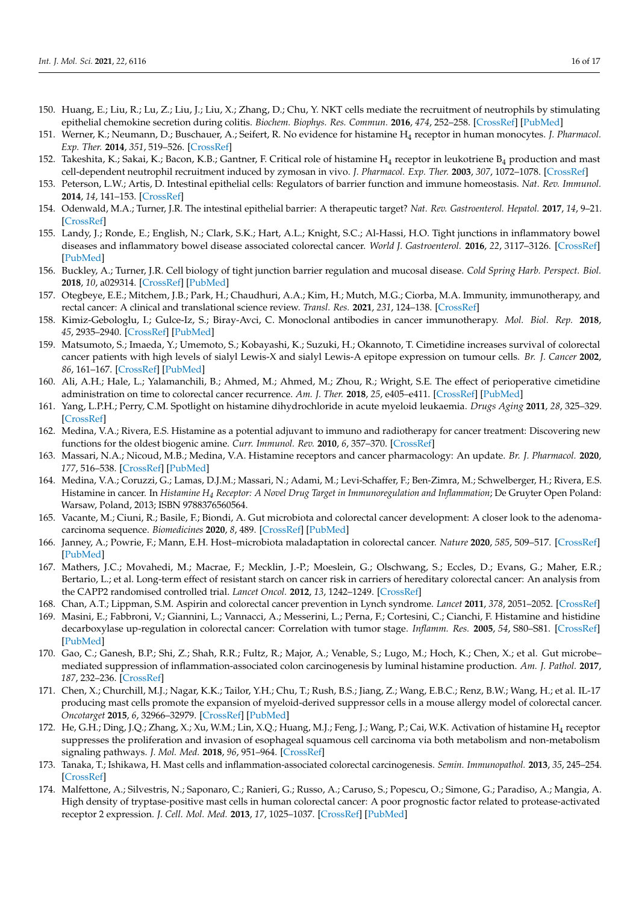150. Huang, E.; Liu, R.; Lu, Z.; Liu, J.; Liu, X.; Zhang, D.; Chu, Y. NKT cells mediate the recruitment of neutrophils by stimulating epithelial chemokine secretion during colitis. *Biochem. Biophys. Res. Commun.* **2016**, *474*, 252–258. [CrossRef] [PubMed]
151. Werner, K.; Neumann, D.; Buschauer, A.; Seifert, R. No evidence for histamine $H_4$ receptor in human monocytes. *J. Pharmacol. Exp. Ther.* **2014**, *351*, 519–526. [CrossRef]
152. Takeshita, K.; Sakai, K.; Bacon, K.B.; Gantner, F. Critical role of histamine $H_4$ receptor in leukotriene $B_4$ production and mast cell-dependent neutrophil recruitment induced by zymosan in vivo. *J. Pharmacol. Exp. Ther.* **2003**, *307*, 1072–1078. [CrossRef]
153. Peterson, L.W.; Artis, D. Intestinal epithelial cells: Regulators of barrier function and immune homeostasis. *Nat. Rev. Immunol.* **2014**, *14*, 141–153. [CrossRef]
154. Odenwald, M.A.; Turner, J.R. The intestinal epithelial barrier: A therapeutic target? *Nat. Rev. Gastroenterol. Hepatol.* **2017**, *14*, 9–21. [CrossRef]
155. Landy, J.; Ronde, E.; English, N.; Clark, S.K.; Hart, A.L.; Knight, S.C.; Al-Hassi, H.O. Tight junctions in inflammatory bowel diseases and inflammatory bowel disease associated colorectal cancer. *World J. Gastroenterol.* **2016**, *22*, 3117–3126. [CrossRef] [PubMed]
156. Buckley, A.; Turner, J.R. Cell biology of tight junction barrier regulation and mucosal disease. *Cold Spring Harb. Perspect. Biol.* **2018**, *10*, a029314. [CrossRef] [PubMed]
157. Otegbeye, E.E.; Mitchem, J.B.; Park, H.; Chaudhuri, A.A.; Kim, H.; Mutch, M.G.; Ciorba, M.A. Immunity, immunotherapy, and rectal cancer: A clinical and translational science review. *Transl. Res.* **2021**, *231*, 124–138. [CrossRef]
158. Kimiz-Gebologlu, I.; Gulce-Iz, S.; Biray-Avci, C. Monoclonal antibodies in cancer immunotherapy. *Mol. Biol. Rep.* **2018**, *45*, 2935–2940. [CrossRef] [PubMed]
159. Matsumoto, S.; Imaeda, Y.; Umemoto, S.; Kobayashi, K.; Suzuki, H.; Okannoto, T. Cimetidine increases survival of colorectal cancer patients with high levels of sialyl Lewis-X and sialyl Lewis-A epitope expression on tumour cells. *Br. J. Cancer* **2002**, *86*, 161–167. [CrossRef] [PubMed]
160. Ali, A.H.; Hale, L.; Yalamanchili, B.; Ahmed, M.; Ahmed, M.; Zhou, R.; Wright, S.E. The effect of perioperative cimetidine administration on time to colorectal cancer recurrence. *Am. J. Ther.* **2018**, *25*, e405–e411. [CrossRef] [PubMed]
161. Yang, L.P.H.; Perry, C.M. Spotlight on histamine dihydrochloride in acute myeloid leukaemia. *Drugs Aging* **2011**, *28*, 325–329. [CrossRef]
162. Medina, V.A.; Rivera, E.S. Histamine as a potential adjuvant to immuno and radiotherapy for cancer treatment: Discovering new functions for the oldest biogenic amine. *Curr. Immunol. Rev.* **2010**, *6*, 357–370. [CrossRef]
163. Massari, N.A.; Nicoud, M.B.; Medina, V.A. Histamine receptors and cancer pharmacology: An update. *Br. J. Pharmacol.* **2020**, *177*, 516–538. [CrossRef] [PubMed]
164. Medina, V.A.; Coruzzi, G.; Lamas, D.J.M.; Massari, N.; Adami, M.; Levi-Schaffer, F.; Ben-Zimra, M.; Schwelberger, H.; Rivera, E.S. Histamine in cancer. In *Histamine $H_4$ Receptor: A Novel Drug Target in Immunoregulation and Inflammation*; De Gruyter Open Poland: Warsaw, Poland, 2013; ISBN 9788376560564.
165. Vacante, M.; Ciuni, R.; Basile, F.; Biondi, A. Gut microbiota and colorectal cancer development: A closer look to the adenoma-carcinoma sequence. *Biomedicines* **2020**, *8*, 489. [CrossRef] [PubMed]
166. Janney, A.; Powrie, F.; Mann, E.H. Host–microbiota maladaptation in colorectal cancer. *Nature* **2020**, *585*, 509–517. [CrossRef] [PubMed]
167. Mathers, J.C.; Movahedi, M.; Macrae, F.; Mecklin, J.-P.; Moeslein, G.; Olschwang, S.; Eccles, D.; Evans, G.; Maher, E.R.; Bertario, L.; et al. Long-term effect of resistant starch on cancer risk in carriers of hereditary colorectal cancer: An analysis from the CAPP2 randomised controlled trial. *Lancet Oncol.* **2012**, *13*, 1242–1249. [CrossRef]
168. Chan, A.T.; Lippman, S.M. Aspirin and colorectal cancer prevention in Lynch syndrome. *Lancet* **2011**, *378*, 2051–2052. [CrossRef]
169. Masini, E.; Fabbroni, V.; Giannini, L.; Vannacci, A.; Messerini, L.; Perna, F.; Cortesini, C.; Cianchi, F. Histamine and histidine decarboxylase up-regulation in colorectal cancer: Correlation with tumor stage. *Inflamm. Res.* **2005**, *54*, S80–S81. [CrossRef] [PubMed]
170. Gao, C.; Ganesh, B.P.; Shi, Z.; Shah, R.R.; Fultz, R.; Major, A.; Venable, S.; Lugo, M.; Hoch, K.; Chen, X.; et al. Gut microbe–mediated suppression of inflammation-associated colon carcinogenesis by luminal histamine production. *Am. J. Pathol.* **2017**, *187*, 232–236. [CrossRef]
171. Chen, X.; Churchill, M.J.; Nagar, K.K.; Tailor, Y.H.; Chu, T.; Rush, B.S.; Jiang, Z.; Wang, E.B.C.; Renz, B.W.; Wang, H.; et al. IL-17 producing mast cells promote the expansion of myeloid-derived suppressor cells in a mouse allergy model of colorectal cancer. *Oncotarget* **2015**, *6*, 32966–32979. [CrossRef] [PubMed]
172. He, G.H.; Ding, J.Q.; Zhang, X.; Xu, W.M.; Lin, X.Q.; Huang, M.J.; Feng, J.; Wang, P.; Cai, W.K. Activation of histamine $H_4$ receptor suppresses the proliferation and invasion of esophageal squamous cell carcinoma via both metabolism and non-metabolism signaling pathways. *J. Mol. Med.* **2018**, *96*, 951–964. [CrossRef]
173. Tanaka, T.; Ishikawa, H. Mast cells and inflammation-associated colorectal carcinogenesis. *Semin. Immunopathol.* **2013**, *35*, 245–254. [CrossRef]
174. Malfettone, A.; Silvestris, N.; Saponaro, C.; Ranieri, G.; Russo, A.; Caruso, S.; Popescu, O.; Simone, G.; Paradiso, A.; Mangia, A. High density of tryptase-positive mast cells in human colorectal cancer: A poor prognostic factor related to protease-activated receptor 2 expression. *J. Cell. Mol. Med.* **2013**, *17*, 1025–1037. [CrossRef] [PubMed]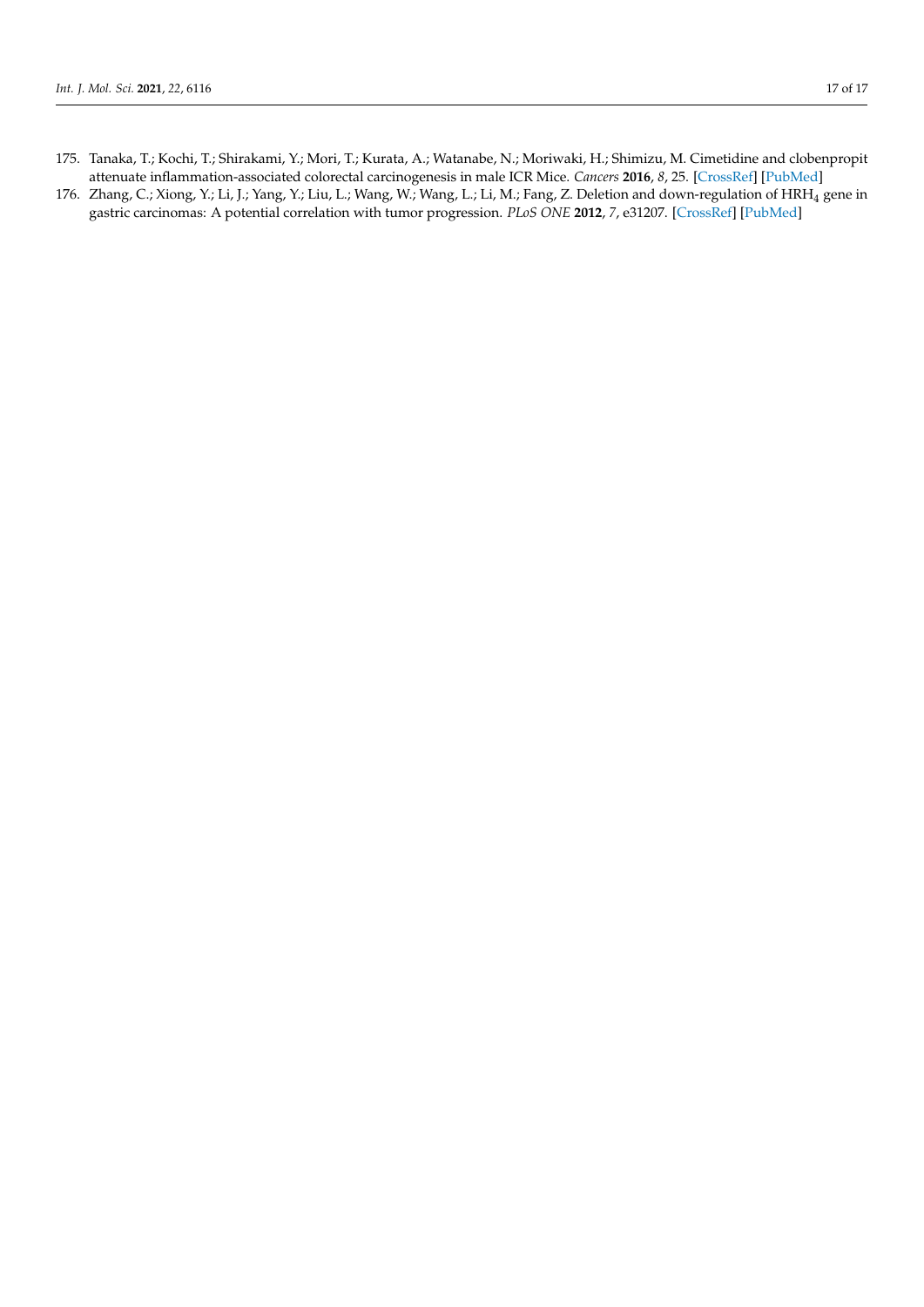175. Tanaka, T.; Kochi, T.; Shirakami, Y.; Mori, T.; Kurata, A.; Watanabe, N.; Moriwaki, H.; Shimizu, M. Cimetidine and clobenpropit attenuate inflammation-associated colorectal carcinogenesis in male ICR Mice. *Cancers* **2016**, *8*, 25. [CrossRef] [PubMed]
176. Zhang, C.; Xiong, Y.; Li, J.; Yang, Y.; Liu, L.; Wang, W.; Wang, L.; Li, M.; Fang, Z. Deletion and down-regulation of $HRH_4$ gene in gastric carcinomas: A potential correlation with tumor progression. *PLoS ONE* **2012**, *7*, e31207. [CrossRef] [PubMed]